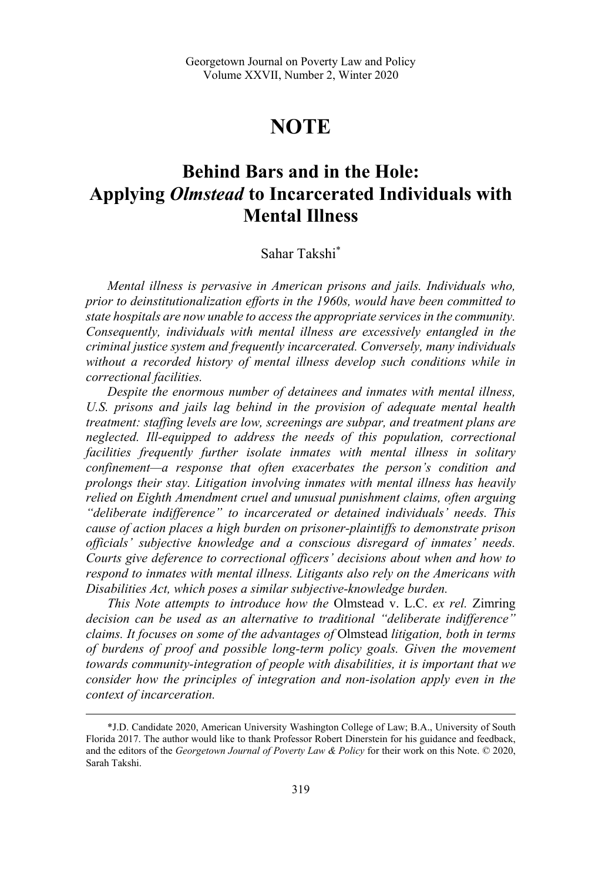# NOTE

## Behind Bars and in the Hole: Applying *Olmstead* to Incarcerated Individuals with Mental Illness

Sahar Takshi*

*Mental illness is pervasive in American prisons and jails. Individuals who, prior to deinstitutionalization efforts in the 1960s, would have been committed to state hospitals are now unable to access the appropriate services in the community. Consequently, individuals with mental illness are excessively entangled in the criminal justice system and frequently incarcerated. Conversely, many individuals without a recorded history of mental illness develop such conditions while in correctional facilities.*

*Despite the enormous number of detainees and inmates with mental illness, U.S. prisons and jails lag behind in the provision of adequate mental health treatment: staffing levels are low, screenings are subpar, and treatment plans are neglected. Ill-equipped to address the needs of this population, correctional facilities frequently further isolate inmates with mental illness in solitary confinement—a response that often exacerbates the person's condition and prolongs their stay. Litigation involving inmates with mental illness has heavily relied on Eighth Amendment cruel and unusual punishment claims, often arguing "deliberate indifference" to incarcerated or detained individuals' needs. This cause of action places a high burden on prisoner-plaintiffs to demonstrate prison officials' subjective knowledge and a conscious disregard of inmates' needs. Courts give deference to correctional officers' decisions about when and how to respond to inmates with mental illness. Litigants also rely on the Americans with Disabilities Act, which poses a similar subjective-knowledge burden.*

*This Note attempts to introduce how the* Olmstead v. L.C. *ex rel.* Zimring *decision can be used as an alternative to traditional "deliberate indifference" claims. It focuses on some of the advantages of* Olmstead *litigation, both in terms of burdens of proof and possible long-term policy goals. Given the movement towards community-integration of people with disabilities, it is important that we consider how the principles of integration and non-isolation apply even in the context of incarceration.*

---

*J.D. Candidate 2020, American University Washington College of Law; B.A., University of South Florida 2017. The author would like to thank Professor Robert Dinerstein for his guidance and feedback, and the editors of the *Georgetown Journal of Poverty Law & Policy* for their work on this Note. © 2020, Sarah Takshi.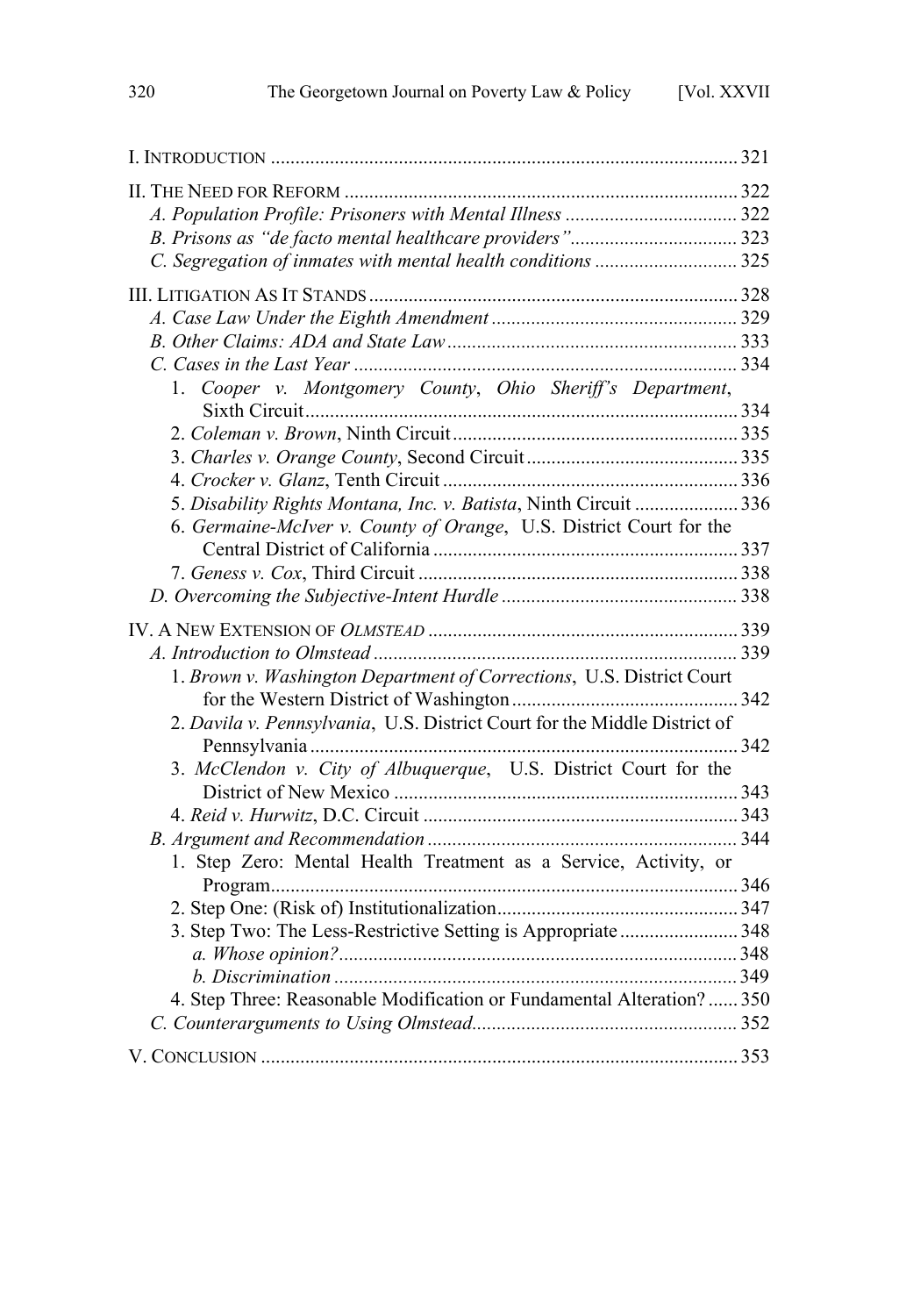I. INTRODUCTION ............................................................................................... 321

II. THE NEED FOR REFORM ................................................................................ 322
- *A. Population Profile: Prisoners with Mental Illness* ................................... 322
- *B. Prisons as "de facto mental healthcare providers"* .................................. 323
- *C. Segregation of inmates with mental health conditions* ............................. 325

III. LITIGATION AS IT STANDS ........................................................................... 328
- *A. Case Law Under the Eighth Amendment* .................................................. 329
- *B. Other Claims: ADA and State Law* ........................................................... 333
- *C. Cases in the Last Year* .............................................................................. 334
  1. *Cooper v. Montgomery County, Ohio Sheriff's Department*, Sixth Circuit ........................................................................................ 334
  2. *Coleman v. Brown*, Ninth Circuit .......................................................... 335
  3. *Charles v. Orange County*, Second Circuit ........................................... 335
  4. *Crocker v. Glanz*, Tenth Circuit ............................................................ 336
  5. *Disability Rights Montana, Inc. v. Batista*, Ninth Circuit ..................... 336
  6. *Germaine-McIver v. County of Orange*, U.S. District Court for the Central District of California .............................................................. 337
  7. *Geness v. Cox*, Third Circuit ................................................................. 338
- *D. Overcoming the Subjective-Intent Hurdle* ................................................ 338

IV. A NEW EXTENSION OF *OLMSTEAD* ............................................................... 339
- *A. Introduction to Olmstead* .......................................................................... 339
  1. *Brown v. Washington Department of Corrections*, U.S. District Court for the Western District of Washington .............................................. 342
  2. *Davila v. Pennsylvania*, U.S. District Court for the Middle District of Pennsylvania ....................................................................................... 342
  3. *McClendon v. City of Albuquerque*, U.S. District Court for the District of New Mexico ...................................................................... 343
  4. *Reid v. Hurwitz*, D.C. Circuit ................................................................ 343
- *B. Argument and Recommendation* ............................................................... 344
  1. Step Zero: Mental Health Treatment as a Service, Activity, or Program ............................................................................................... 346
  2. Step One: (Risk of) Institutionalization ................................................. 347
  3. Step Two: The Less-Restrictive Setting is Appropriate ........................ 348
     - *a. Whose opinion?* ................................................................................. 348
     - *b. Discrimination* .................................................................................. 349
  4. Step Three: Reasonable Modification or Fundamental Alteration? ...... 350
- *C. Counterarguments to Using Olmstead* ...................................................... 352

V. CONCLUSION .................................................................................................. 353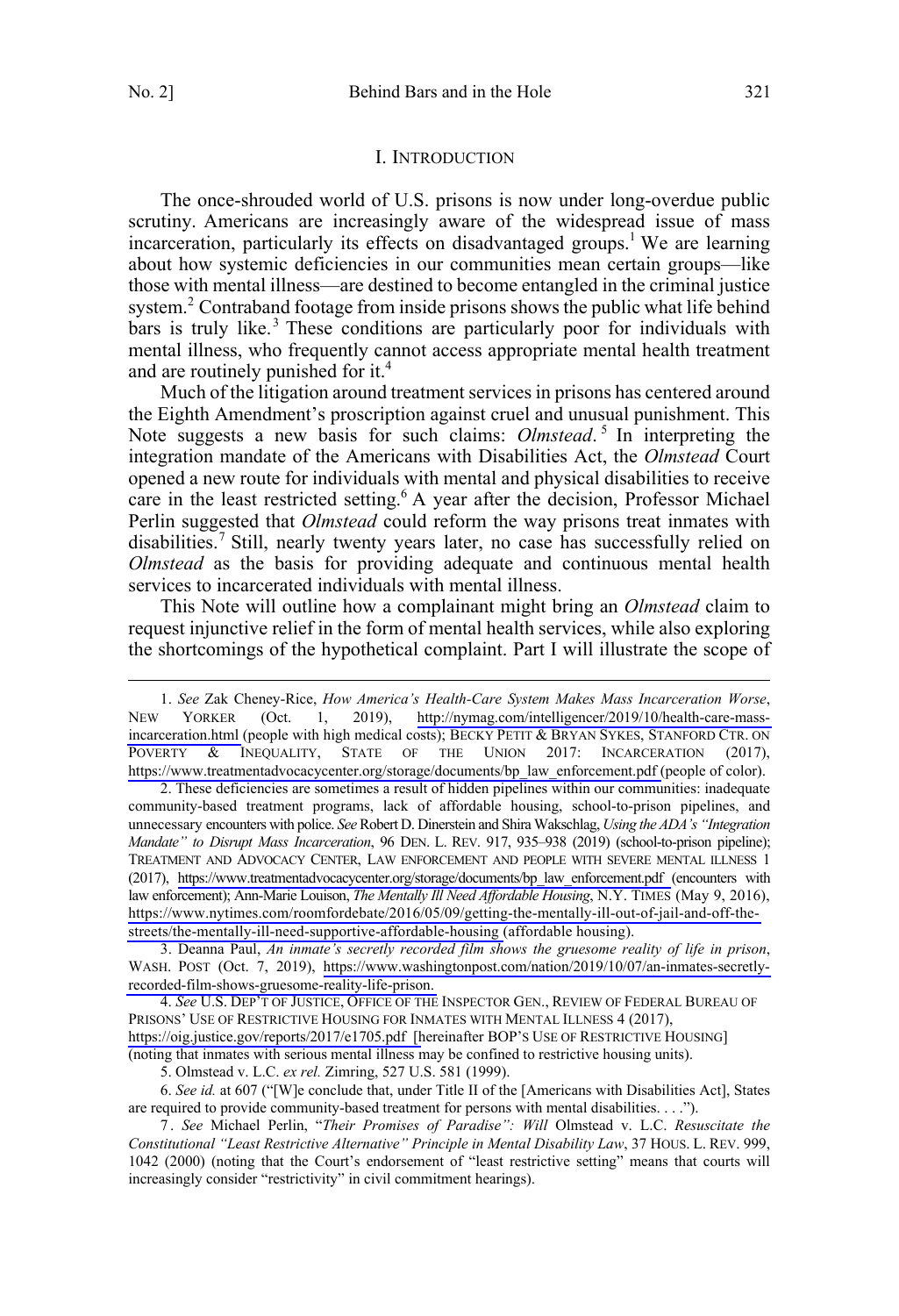# I. INTRODUCTION

The once-shrouded world of U.S. prisons is now under long-overdue public scrutiny. Americans are increasingly aware of the widespread issue of mass incarceration, particularly its effects on disadvantaged groups.[1] We are learning about how systemic deficiencies in our communities mean certain groups—like those with mental illness—are destined to become entangled in the criminal justice system.[2] Contraband footage from inside prisons shows the public what life behind bars is truly like.[3] These conditions are particularly poor for individuals with mental illness, who frequently cannot access appropriate mental health treatment and are routinely punished for it.[4]

Much of the litigation around treatment services in prisons has centered around the Eighth Amendment's proscription against cruel and unusual punishment. This Note suggests a new basis for such claims: *Olmstead*.[5] In interpreting the integration mandate of the Americans with Disabilities Act, the *Olmstead* Court opened a new route for individuals with mental and physical disabilities to receive care in the least restricted setting.[6] A year after the decision, Professor Michael Perlin suggested that *Olmstead* could reform the way prisons treat inmates with disabilities.[7] Still, nearly twenty years later, no case has successfully relied on *Olmstead* as the basis for providing adequate and continuous mental health services to incarcerated individuals with mental illness.

This Note will outline how a complainant might bring an *Olmstead* claim to request injunctive relief in the form of mental health services, while also exploring the shortcomings of the hypothetical complaint. Part I will illustrate the scope of

---

1. *See* Zak Cheney-Rice, *How America's Health-Care System Makes Mass Incarceration Worse*, NEW YORKER (Oct. 1, 2019), http://nymag.com/intelligencer/2019/10/health-care-mass-incarceration.html (people with high medical costs); BECKY PETIT & BRYAN SYKES, STANFORD CTR. ON POVERTY & INEQUALITY, STATE OF THE UNION 2017: INCARCERATION (2017), https://www.treatmentadvocacycenter.org/storage/documents/bp_law_enforcement.pdf (people of color).

2. These deficiencies are sometimes a result of hidden pipelines within our communities: inadequate community-based treatment programs, lack of affordable housing, school-to-prison pipelines, and unnecessary encounters with police. *See* Robert D. Dinerstein and Shira Wakschlag, *Using the ADA's "Integration Mandate" to Disrupt Mass Incarceration*, 96 DEN. L. REV. 917, 935–938 (2019) (school-to-prison pipeline); TREATMENT AND ADVOCACY CENTER, LAW ENFORCEMENT AND PEOPLE WITH SEVERE MENTAL ILLNESS 1 (2017), https://www.treatmentadvocacycenter.org/storage/documents/bp_law_enforcement.pdf (encounters with law enforcement); Ann-Marie Louison, *The Mentally Ill Need Affordable Housing*, N.Y. TIMES (May 9, 2016), https://www.nytimes.com/roomfordebate/2016/05/09/getting-the-mentally-ill-out-of-jail-and-off-the-streets/the-mentally-ill-need-supportive-affordable-housing (affordable housing).

3. Deanna Paul, *An inmate's secretly recorded film shows the gruesome reality of life in prison*, WASH. POST (Oct. 7, 2019), https://www.washingtonpost.com/nation/2019/10/07/an-inmates-secretly-recorded-film-shows-gruesome-reality-life-prison.

4. *See* U.S. DEP'T OF JUSTICE, OFFICE OF THE INSPECTOR GEN., REVIEW OF FEDERAL BUREAU OF PRISONS' USE OF RESTRICTIVE HOUSING FOR INMATES WITH MENTAL ILLNESS 4 (2017), https://oig.justice.gov/reports/2017/e1705.pdf [hereinafter BOP'S USE OF RESTRICTIVE HOUSING] (noting that inmates with serious mental illness may be confined to restrictive housing units).

5. Olmstead v. L.C. *ex rel.* Zimring, 527 U.S. 581 (1999).

6. *See id.* at 607 ("[W]e conclude that, under Title II of the [Americans with Disabilities Act], States are required to provide community-based treatment for persons with mental disabilities. . . .").

7. *See* Michael Perlin, "*Their Promises of Paradise": Will* Olmstead v. L.C. *Resuscitate the Constitutional "Least Restrictive Alternative" Principle in Mental Disability Law*, 37 HOUS. L. REV. 999, 1042 (2000) (noting that the Court's endorsement of "least restrictive setting" means that courts will increasingly consider "restrictivity" in civil commitment hearings).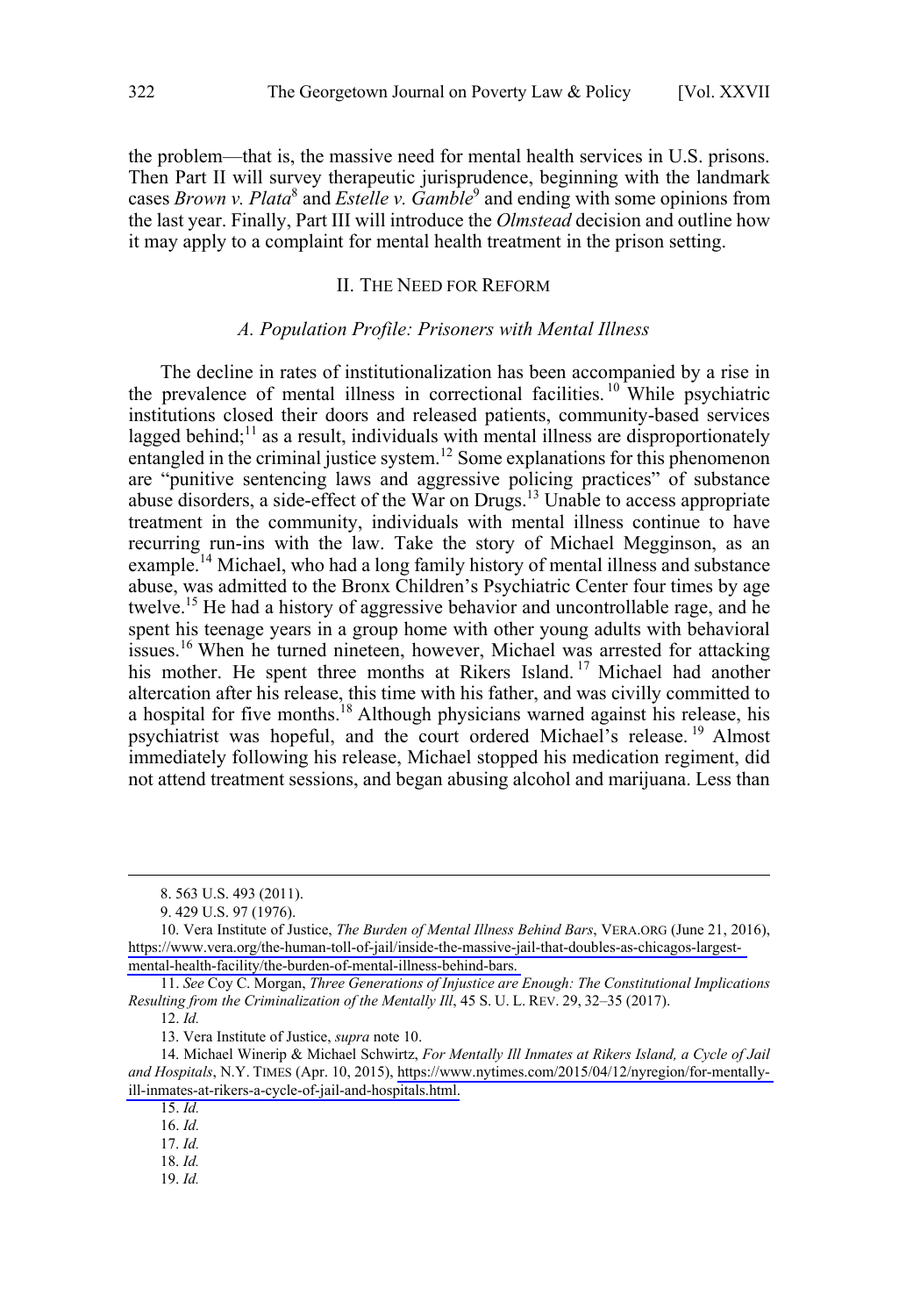the problem—that is, the massive need for mental health services in U.S. prisons. Then Part II will survey therapeutic jurisprudence, beginning with the landmark cases *Brown v. Plata*[8] and *Estelle v. Gamble*[9] and ending with some opinions from the last year. Finally, Part III will introduce the *Olmstead* decision and outline how it may apply to a complaint for mental health treatment in the prison setting.

## II. The Need for Reform

### *A. Population Profile: Prisoners with Mental Illness*

The decline in rates of institutionalization has been accompanied by a rise in the prevalence of mental illness in correctional facilities.[10] While psychiatric institutions closed their doors and released patients, community-based services lagged behind;[11] as a result, individuals with mental illness are disproportionately entangled in the criminal justice system.[12] Some explanations for this phenomenon are "punitive sentencing laws and aggressive policing practices" of substance abuse disorders, a side-effect of the War on Drugs.[13] Unable to access appropriate treatment in the community, individuals with mental illness continue to have recurring run-ins with the law. Take the story of Michael Megginson, as an example.[14] Michael, who had a long family history of mental illness and substance abuse, was admitted to the Bronx Children's Psychiatric Center four times by age twelve.[15] He had a history of aggressive behavior and uncontrollable rage, and he spent his teenage years in a group home with other young adults with behavioral issues.[16] When he turned nineteen, however, Michael was arrested for attacking his mother. He spent three months at Rikers Island.[17] Michael had another altercation after his release, this time with his father, and was civilly committed to a hospital for five months.[18] Although physicians warned against his release, his psychiatrist was hopeful, and the court ordered Michael's release.[19] Almost immediately following his release, Michael stopped his medication regiment, did not attend treatment sessions, and began abusing alcohol and marijuana. Less than

---

8. 563 U.S. 493 (2011).

9. 429 U.S. 97 (1976).

10. Vera Institute of Justice, *The Burden of Mental Illness Behind Bars*, VERA.ORG (June 21, 2016), https://www.vera.org/the-human-toll-of-jail/inside-the-massive-jail-that-doubles-as-chicagos-largest-mental-health-facility/the-burden-of-mental-illness-behind-bars.

11. *See* Coy C. Morgan, *Three Generations of Injustice are Enough: The Constitutional Implications Resulting from the Criminalization of the Mentally Ill*, 45 S. U. L. REV. 29, 32–35 (2017).

12. *Id.*

13. Vera Institute of Justice, *supra* note 10.

14. Michael Winerip & Michael Schwirtz, *For Mentally Ill Inmates at Rikers Island, a Cycle of Jail and Hospitals*, N.Y. TIMES (Apr. 10, 2015), https://www.nytimes.com/2015/04/12/nyregion/for-mentally-ill-inmates-at-rikers-a-cycle-of-jail-and-hospitals.html.

15. *Id.*

16. *Id.*

17. *Id.*

18. *Id.*

19. *Id.*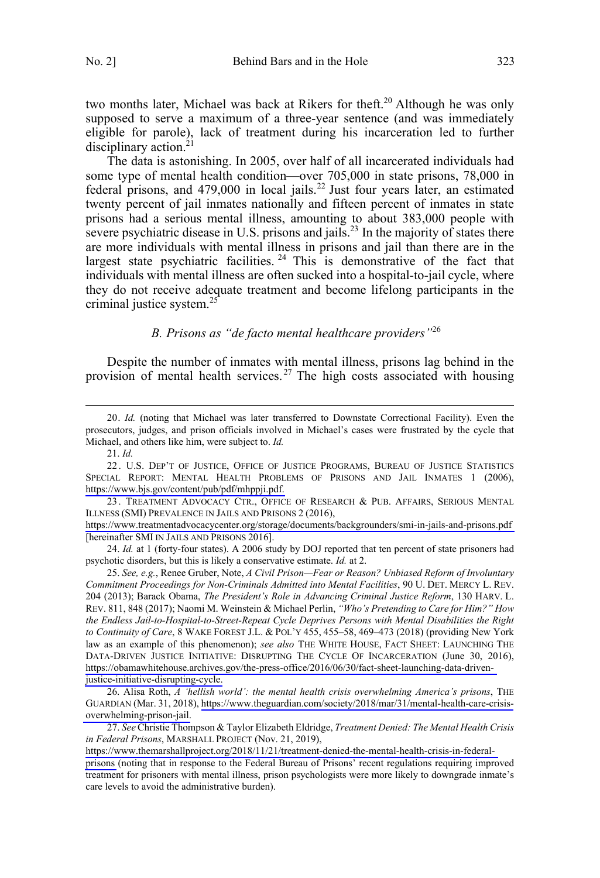two months later, Michael was back at Rikers for theft.[20] Although he was only supposed to serve a maximum of a three-year sentence (and was immediately eligible for parole), lack of treatment during his incarceration led to further disciplinary action.[21]

The data is astonishing. In 2005, over half of all incarcerated individuals had some type of mental health condition—over 705,000 in state prisons, 78,000 in federal prisons, and 479,000 in local jails.[22] Just four years later, an estimated twenty percent of jail inmates nationally and fifteen percent of inmates in state prisons had a serious mental illness, amounting to about 383,000 people with severe psychiatric disease in U.S. prisons and jails.[23] In the majority of states there are more individuals with mental illness in prisons and jail than there are in the largest state psychiatric facilities.[24] This is demonstrative of the fact that individuals with mental illness are often sucked into a hospital-to-jail cycle, where they do not receive adequate treatment and become lifelong participants in the criminal justice system.[25]

### *B. Prisons as "de facto mental healthcare providers"*[26]

Despite the number of inmates with mental illness, prisons lag behind in the provision of mental health services.[27] The high costs associated with housing

---

20. *Id.* (noting that Michael was later transferred to Downstate Correctional Facility). Even the prosecutors, judges, and prison officials involved in Michael's cases were frustrated by the cycle that Michael, and others like him, were subject to. *Id.*

21. *Id.*

22. U.S. DEP'T OF JUSTICE, OFFICE OF JUSTICE PROGRAMS, BUREAU OF JUSTICE STATISTICS SPECIAL REPORT: MENTAL HEALTH PROBLEMS OF PRISONS AND JAIL INMATES 1 (2006), https://www.bjs.gov/content/pub/pdf/mhppji.pdf.

23. TREATMENT ADVOCACY CTR., OFFICE OF RESEARCH & PUB. AFFAIRS, SERIOUS MENTAL ILLNESS (SMI) PREVALENCE IN JAILS AND PRISONS 2 (2016), https://www.treatmentadvocacycenter.org/storage/documents/backgrounders/smi-in-jails-and-prisons.pdf [hereinafter SMI IN JAILS AND PRISONS 2016].

24. *Id.* at 1 (forty-four states). A 2006 study by DOJ reported that ten percent of state prisoners had psychotic disorders, but this is likely a conservative estimate. *Id.* at 2.

25. *See, e.g.*, Renee Gruber, Note, *A Civil Prison—Fear or Reason? Unbiased Reform of Involuntary Commitment Proceedings for Non-Criminals Admitted into Mental Facilities*, 90 U. DET. MERCY L. REV. 204 (2013); Barack Obama, *The President's Role in Advancing Criminal Justice Reform*, 130 HARV. L. REV. 811, 848 (2017); Naomi M. Weinstein & Michael Perlin, *"Who's Pretending to Care for Him?" How the Endless Jail-to-Hospital-to-Street-Repeat Cycle Deprives Persons with Mental Disabilities the Right to Continuity of Care*, 8 WAKE FOREST J.L. & POL'Y 455, 455–58, 469–473 (2018) (providing New York law as an example of this phenomenon); *see also* THE WHITE HOUSE, FACT SHEET: LAUNCHING THE DATA-DRIVEN JUSTICE INITIATIVE: DISRUPTING THE CYCLE OF INCARCERATION (June 30, 2016), https://obamawhitehouse.archives.gov/the-press-office/2016/06/30/fact-sheet-launching-data-driven-justice-initiative-disrupting-cycle.

26. Alisa Roth, *A 'hellish world': the mental health crisis overwhelming America's prisons*, THE GUARDIAN (Mar. 31, 2018), https://www.theguardian.com/society/2018/mar/31/mental-health-care-crisis-overwhelming-prison-jail.

27. *See* Christie Thompson & Taylor Elizabeth Eldridge, *Treatment Denied: The Mental Health Crisis in Federal Prisons*, MARSHALL PROJECT (Nov. 21, 2019), https://www.themarshallproject.org/2018/11/21/treatment-denied-the-mental-health-crisis-in-federal-prisons (noting that in response to the Federal Bureau of Prisons' recent regulations requiring improved treatment for prisoners with mental illness, prison psychologists were more likely to downgrade inmate's care levels to avoid the administrative burden).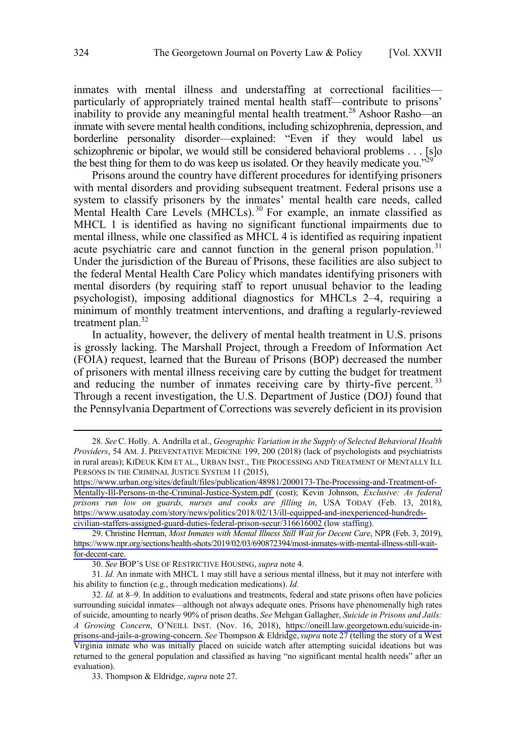inmates with mental illness and understaffing at correctional facilities—particularly of appropriately trained mental health staff—contribute to prisons' inability to provide any meaningful mental health treatment.[28] Ashoor Rasho—an inmate with severe mental health conditions, including schizophrenia, depression, and borderline personality disorder—explained: "Even if they would label us schizophrenic or bipolar, we would still be considered behavioral problems . . . [s]o the best thing for them to do was keep us isolated. Or they heavily medicate you."[29]

Prisons around the country have different procedures for identifying prisoners with mental disorders and providing subsequent treatment. Federal prisons use a system to classify prisoners by the inmates' mental health care needs, called Mental Health Care Levels (MHCLs).[30] For example, an inmate classified as MHCL 1 is identified as having no significant functional impairments due to mental illness, while one classified as MHCL 4 is identified as requiring inpatient acute psychiatric care and cannot function in the general prison population.[31] Under the jurisdiction of the Bureau of Prisons, these facilities are also subject to the federal Mental Health Care Policy which mandates identifying prisoners with mental disorders (by requiring staff to report unusual behavior to the leading psychologist), imposing additional diagnostics for MHCLs 2–4, requiring a minimum of monthly treatment interventions, and drafting a regularly-reviewed treatment plan.[32]

In actuality, however, the delivery of mental health treatment in U.S. prisons is grossly lacking. The Marshall Project, through a Freedom of Information Act (FOIA) request, learned that the Bureau of Prisons (BOP) decreased the number of prisoners with mental illness receiving care by cutting the budget for treatment and reducing the number of inmates receiving care by thirty-five percent.[33] Through a recent investigation, the U.S. Department of Justice (DOJ) found that the Pennsylvania Department of Corrections was severely deficient in its provision

---

28. *See* C. Holly. A. Andrilla et al., *Geographic Variation in the Supply of Selected Behavioral Health Providers*, 54 AM. J. PREVENTATIVE MEDICINE 199, 200 (2018) (lack of psychologists and psychiatrists in rural areas); KIDEUK KIM ET AL., URBAN INST., THE PROCESSING AND TREATMENT OF MENTALLY ILL PERSONS IN THE CRIMINAL JUSTICE SYSTEM 11 (2015), https://www.urban.org/sites/default/files/publication/48981/2000173-The-Processing-and-Treatment-of-Mentally-Ill-Persons-in-the-Criminal-Justice-System.pdf (cost); Kevin Johnson, *Exclusive: As federal prisons run low on guards, nurses and cooks are filling in*, USA TODAY (Feb. 13, 2018), https://www.usatoday.com/story/news/politics/2018/02/13/ill-equipped-and-inexperienced-hundreds-civilian-staffers-assigned-guard-duties-federal-prison-secur/316616002 (low staffing).

29. Christine Herman, *Most Inmates with Mental Illness Still Wait for Decent Care*, NPR (Feb. 3, 2019), https://www.npr.org/sections/health-shots/2019/02/03/690872394/most-inmates-with-mental-illness-still-wait-for-decent-care.

30. *See* BOP'S USE OF RESTRICTIVE HOUSING, *supra* note 4.

31. *Id.* An inmate with MHCL 1 may still have a serious mental illness, but it may not interfere with his ability to function (e.g., through medication medications). *Id.*

32. *Id.* at 8–9. In addition to evaluations and treatments, federal and state prisons often have policies surrounding suicidal inmates—although not always adequate ones. Prisons have phenomenally high rates of suicide, amounting to nearly 90% of prison deaths. *See* Mehgan Gallagher, *Suicide in Prisons and Jails: A Growing Concern*, O'NEILL INST. (Nov. 16, 2018), https://oneill.law.georgetown.edu/suicide-in-prisons-and-jails-a-growing-concern. *See* Thompson & Eldridge, *supra* note 27 (telling the story of a West Virginia inmate who was initially placed on suicide watch after attempting suicidal ideations but was returned to the general population and classified as having "no significant mental health needs" after an evaluation).

33. Thompson & Eldridge, *supra* note 27.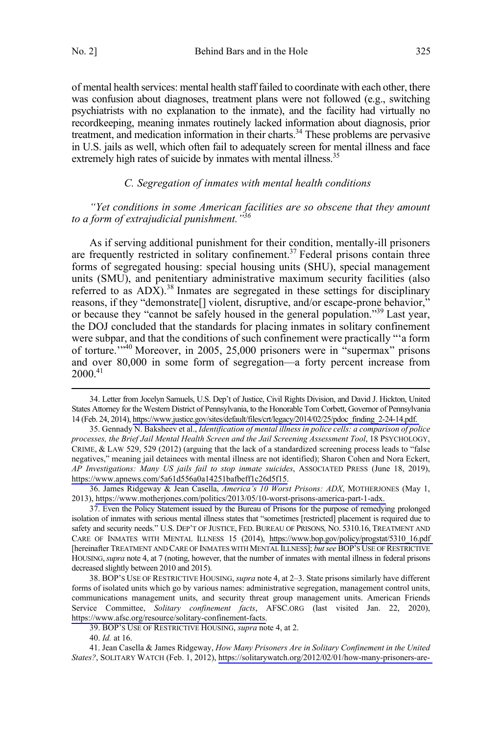of mental health services: mental health staff failed to coordinate with each other, there was confusion about diagnoses, treatment plans were not followed (e.g., switching psychiatrists with no explanation to the inmate), and the facility had virtually no recordkeeping, meaning inmates routinely lacked information about diagnosis, prior treatment, and medication information in their charts.[34] These problems are pervasive in U.S. jails as well, which often fail to adequately screen for mental illness and face extremely high rates of suicide by inmates with mental illness.[35]

### *C. Segregation of inmates with mental health conditions*

*"Yet conditions in some American facilities are so obscene that they amount to a form of extrajudicial punishment."*[36]

As if serving additional punishment for their condition, mentally-ill prisoners are frequently restricted in solitary confinement.[37] Federal prisons contain three forms of segregated housing: special housing units (SHU), special management units (SMU), and penitentiary administrative maximum security facilities (also referred to as ADX).[38] Inmates are segregated in these settings for disciplinary reasons, if they "demonstrate[] violent, disruptive, and/or escape-prone behavior," or because they "cannot be safely housed in the general population."[39] Last year, the DOJ concluded that the standards for placing inmates in solitary confinement were subpar, and that the conditions of such confinement were practically "'a form of torture.'"[40] Moreover, in 2005, 25,000 prisoners were in "supermax" prisons and over 80,000 in some form of segregation—a forty percent increase from 2000.[41]

---

34. Letter from Jocelyn Samuels, U.S. Dep't of Justice, Civil Rights Division, and David J. Hickton, United States Attorney for the Western District of Pennsylvania, to the Honorable Tom Corbett, Governor of Pennsylvania 14 (Feb. 24, 2014), https://www.justice.gov/sites/default/files/crt/legacy/2014/02/25/pdoc_finding_2-24-14.pdf.

35. Gennady N. Baksheev et al., *Identification of mental illness in police cells: a comparison of police processes, the Brief Jail Mental Health Screen and the Jail Screening Assessment Tool*, 18 PSYCHOLOGY, CRIME, & LAW 529, 529 (2012) (arguing that the lack of a standardized screening process leads to "false negatives," meaning jail detainees with mental illness are not identified); Sharon Cohen and Nora Eckert, *AP Investigations: Many US jails fail to stop inmate suicides*, ASSOCIATED PRESS (June 18, 2019), https://www.apnews.com/5a61d556a0a14251bafbeff1c26d5f15.

36. James Ridgeway & Jean Casella, *America's 10 Worst Prisons: ADX*, MOTHERJONES (May 1, 2013), https://www.motherjones.com/politics/2013/05/10-worst-prisons-america-part-1-adx.

37. Even the Policy Statement issued by the Bureau of Prisons for the purpose of remedying prolonged isolation of inmates with serious mental illness states that "sometimes [restricted] placement is required due to safety and security needs." U.S. DEP'T OF JUSTICE, FED. BUREAU OF PRISONS, NO. 5310.16, TREATMENT AND CARE OF INMATES WITH MENTAL ILLNESS 15 (2014), https://www.bop.gov/policy/progstat/5310_16.pdf [hereinafter TREATMENT AND CARE OF INMATES WITH MENTAL ILLNESS]; *but see* BOP'S USE OF RESTRICTIVE HOUSING, *supra* note 4, at 7 (noting, however, that the number of inmates with mental illness in federal prisons decreased slightly between 2010 and 2015).

38. BOP'S USE OF RESTRICTIVE HOUSING, *supra* note 4, at 2–3. State prisons similarly have different forms of isolated units which go by various names: administrative segregation, management control units, communications management units, and security threat group management units. American Friends Service Committee, *Solitary confinement facts*, AFSC.ORG (last visited Jan. 22, 2020), https://www.afsc.org/resource/solitary-confinement-facts.

39. BOP'S USE OF RESTRICTIVE HOUSING, *supra* note 4, at 2.

40. *Id.* at 16.

41. Jean Casella & James Ridgeway, *How Many Prisoners Are in Solitary Confinement in the United States?*, SOLITARY WATCH (Feb. 1, 2012), https://solitarywatch.org/2012/02/01/how-many-prisoners-are-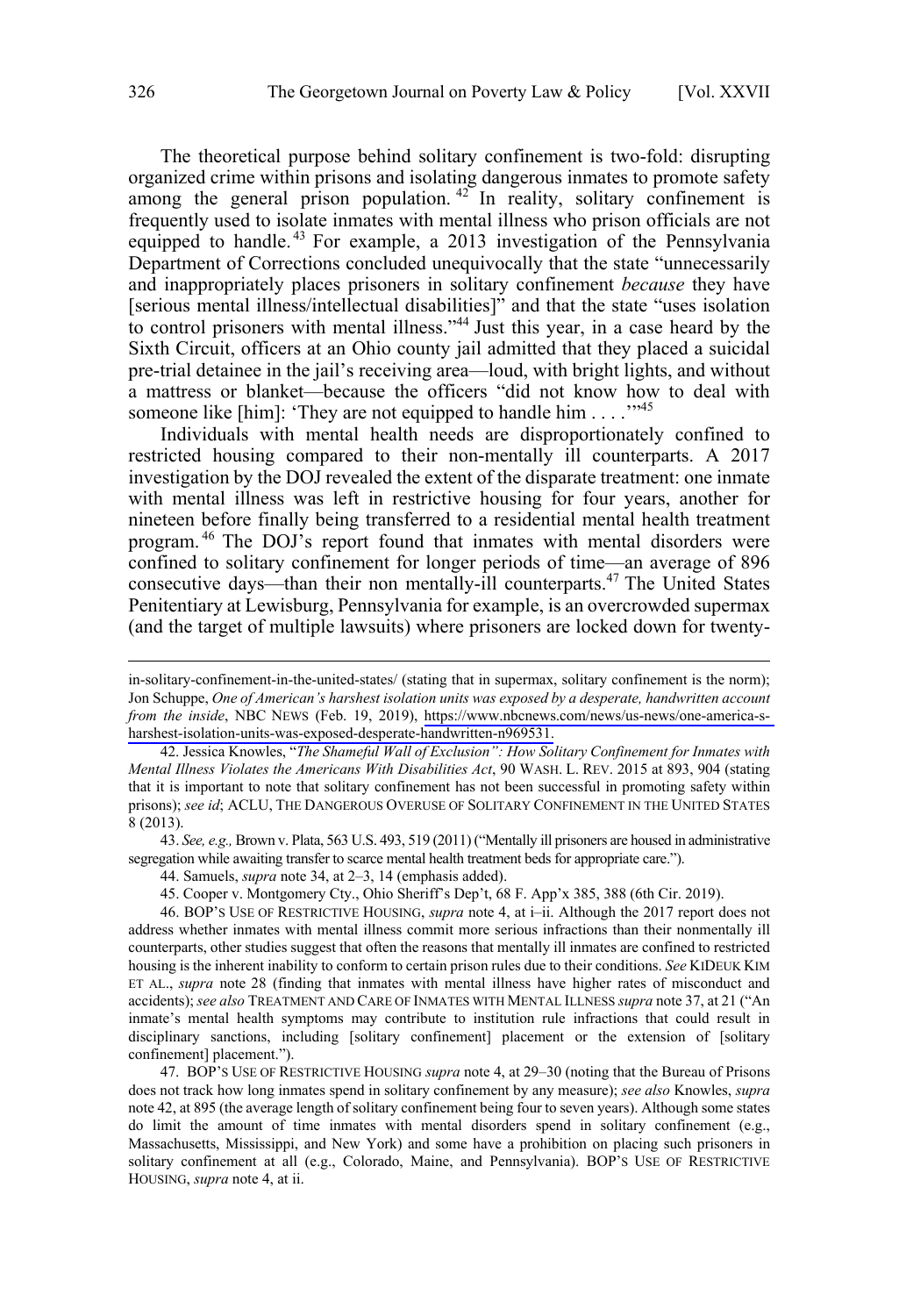The theoretical purpose behind solitary confinement is two-fold: disrupting organized crime within prisons and isolating dangerous inmates to promote safety among the general prison population.[42] In reality, solitary confinement is frequently used to isolate inmates with mental illness who prison officials are not equipped to handle.[43] For example, a 2013 investigation of the Pennsylvania Department of Corrections concluded unequivocally that the state "unnecessarily and inappropriately places prisoners in solitary confinement *because* they have [serious mental illness/intellectual disabilities]" and that the state "uses isolation to control prisoners with mental illness."[44] Just this year, in a case heard by the Sixth Circuit, officers at an Ohio county jail admitted that they placed a suicidal pre-trial detainee in the jail's receiving area—loud, with bright lights, and without a mattress or blanket—because the officers "did not know how to deal with someone like [him]: 'They are not equipped to handle him . . . .'"[45]

Individuals with mental health needs are disproportionately confined to restricted housing compared to their non-mentally ill counterparts. A 2017 investigation by the DOJ revealed the extent of the disparate treatment: one inmate with mental illness was left in restrictive housing for four years, another for nineteen before finally being transferred to a residential mental health treatment program.[46] The DOJ's report found that inmates with mental disorders were confined to solitary confinement for longer periods of time—an average of 896 consecutive days—than their non mentally-ill counterparts.[47] The United States Penitentiary at Lewisburg, Pennsylvania for example, is an overcrowded supermax (and the target of multiple lawsuits) where prisoners are locked down for twenty-

---

in-solitary-confinement-in-the-united-states/ (stating that in supermax, solitary confinement is the norm); Jon Schuppe, *One of American's harshest isolation units was exposed by a desperate, handwritten account from the inside*, NBC NEWS (Feb. 19, 2019), https://www.nbcnews.com/news/us-news/one-america-s-harshest-isolation-units-was-exposed-desperate-handwritten-n969531.

42. Jessica Knowles, "*The Shameful Wall of Exclusion": How Solitary Confinement for Inmates with Mental Illness Violates the Americans With Disabilities Act*, 90 WASH. L. REV. 2015 at 893, 904 (stating that it is important to note that solitary confinement has not been successful in promoting safety within prisons); *see id*; ACLU, THE DANGEROUS OVERUSE OF SOLITARY CONFINEMENT IN THE UNITED STATES 8 (2013).

43. *See, e.g.,* Brown v. Plata, 563 U.S. 493, 519 (2011) ("Mentally ill prisoners are housed in administrative segregation while awaiting transfer to scarce mental health treatment beds for appropriate care.").

44. Samuels, *supra* note 34, at 2–3, 14 (emphasis added).

45. Cooper v. Montgomery Cty., Ohio Sheriff's Dep't, 68 F. App'x 385, 388 (6th Cir. 2019).

46. BOP'S USE OF RESTRICTIVE HOUSING, *supra* note 4, at i–ii. Although the 2017 report does not address whether inmates with mental illness commit more serious infractions than their nonmentally ill counterparts, other studies suggest that often the reasons that mentally ill inmates are confined to restricted housing is the inherent inability to conform to certain prison rules due to their conditions. *See* KIDEUK KIM ET AL., *supra* note 28 (finding that inmates with mental illness have higher rates of misconduct and accidents); *see also* TREATMENT AND CARE OF INMATES WITH MENTAL ILLNESS *supra* note 37, at 21 ("An inmate's mental health symptoms may contribute to institution rule infractions that could result in disciplinary sanctions, including [solitary confinement] placement or the extension of [solitary confinement] placement.").

47. BOP'S USE OF RESTRICTIVE HOUSING *supra* note 4, at 29–30 (noting that the Bureau of Prisons does not track how long inmates spend in solitary confinement by any measure); *see also* Knowles, *supra* note 42, at 895 (the average length of solitary confinement being four to seven years). Although some states do limit the amount of time inmates with mental disorders spend in solitary confinement (e.g., Massachusetts, Mississippi, and New York) and some have a prohibition on placing such prisoners in solitary confinement at all (e.g., Colorado, Maine, and Pennsylvania). BOP'S USE OF RESTRICTIVE HOUSING, *supra* note 4, at ii.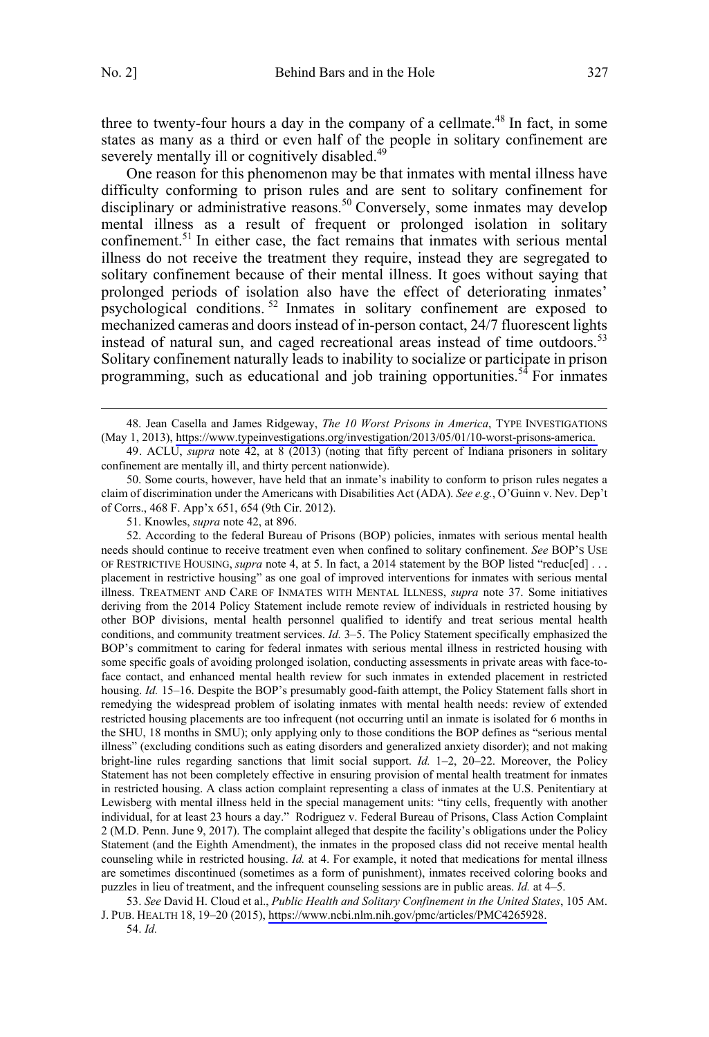three to twenty-four hours a day in the company of a cellmate.[48] In fact, in some states as many as a third or even half of the people in solitary confinement are severely mentally ill or cognitively disabled.[49]

One reason for this phenomenon may be that inmates with mental illness have difficulty conforming to prison rules and are sent to solitary confinement for disciplinary or administrative reasons.[50] Conversely, some inmates may develop mental illness as a result of frequent or prolonged isolation in solitary confinement.[51] In either case, the fact remains that inmates with serious mental illness do not receive the treatment they require, instead they are segregated to solitary confinement because of their mental illness. It goes without saying that prolonged periods of isolation also have the effect of deteriorating inmates' psychological conditions.[52] Inmates in solitary confinement are exposed to mechanized cameras and doors instead of in-person contact, 24/7 fluorescent lights instead of natural sun, and caged recreational areas instead of time outdoors.[53] Solitary confinement naturally leads to inability to socialize or participate in prison programming, such as educational and job training opportunities.[54] For inmates

---

48. Jean Casella and James Ridgeway, *The 10 Worst Prisons in America*, TYPE INVESTIGATIONS (May 1, 2013), https://www.typeinvestigations.org/investigation/2013/05/01/10-worst-prisons-america.

49. ACLU, *supra* note 42, at 8 (2013) (noting that fifty percent of Indiana prisoners in solitary confinement are mentally ill, and thirty percent nationwide).

50. Some courts, however, have held that an inmate's inability to conform to prison rules negates a claim of discrimination under the Americans with Disabilities Act (ADA). *See e.g.*, O'Guinn v. Nev. Dep't of Corrs., 468 F. App'x 651, 654 (9th Cir. 2012).

51. Knowles, *supra* note 42, at 896.

52. According to the federal Bureau of Prisons (BOP) policies, inmates with serious mental health needs should continue to receive treatment even when confined to solitary confinement. *See* BOP'S USE OF RESTRICTIVE HOUSING, *supra* note 4, at 5. In fact, a 2014 statement by the BOP listed "reduc[ed] . . . placement in restrictive housing" as one goal of improved interventions for inmates with serious mental illness. TREATMENT AND CARE OF INMATES WITH MENTAL ILLNESS, *supra* note 37. Some initiatives deriving from the 2014 Policy Statement include remote review of individuals in restricted housing by other BOP divisions, mental health personnel qualified to identify and treat serious mental health conditions, and community treatment services. *Id.* 3–5. The Policy Statement specifically emphasized the BOP's commitment to caring for federal inmates with serious mental illness in restricted housing with some specific goals of avoiding prolonged isolation, conducting assessments in private areas with face-to-face contact, and enhanced mental health review for such inmates in extended placement in restricted housing. *Id.* 15–16. Despite the BOP's presumably good-faith attempt, the Policy Statement falls short in remedying the widespread problem of isolating inmates with mental health needs: review of extended restricted housing placements are too infrequent (not occurring until an inmate is isolated for 6 months in the SHU, 18 months in SMU); only applying only to those conditions the BOP defines as "serious mental illness" (excluding conditions such as eating disorders and generalized anxiety disorder); and not making bright-line rules regarding sanctions that limit social support. *Id.* 1–2, 20–22. Moreover, the Policy Statement has not been completely effective in ensuring provision of mental health treatment for inmates in restricted housing. A class action complaint representing a class of inmates at the U.S. Penitentiary at Lewisberg with mental illness held in the special management units: "tiny cells, frequently with another individual, for at least 23 hours a day." Rodriguez v. Federal Bureau of Prisons, Class Action Complaint 2 (M.D. Penn. June 9, 2017). The complaint alleged that despite the facility's obligations under the Policy Statement (and the Eighth Amendment), the inmates in the proposed class did not receive mental health counseling while in restricted housing. *Id.* at 4. For example, it noted that medications for mental illness are sometimes discontinued (sometimes as a form of punishment), inmates received coloring books and puzzles in lieu of treatment, and the infrequent counseling sessions are in public areas. *Id.* at 4–5.

53. *See* David H. Cloud et al., *Public Health and Solitary Confinement in the United States*, 105 AM. J. PUB. HEALTH 18, 19–20 (2015), https://www.ncbi.nlm.nih.gov/pmc/articles/PMC4265928.

54. *Id.*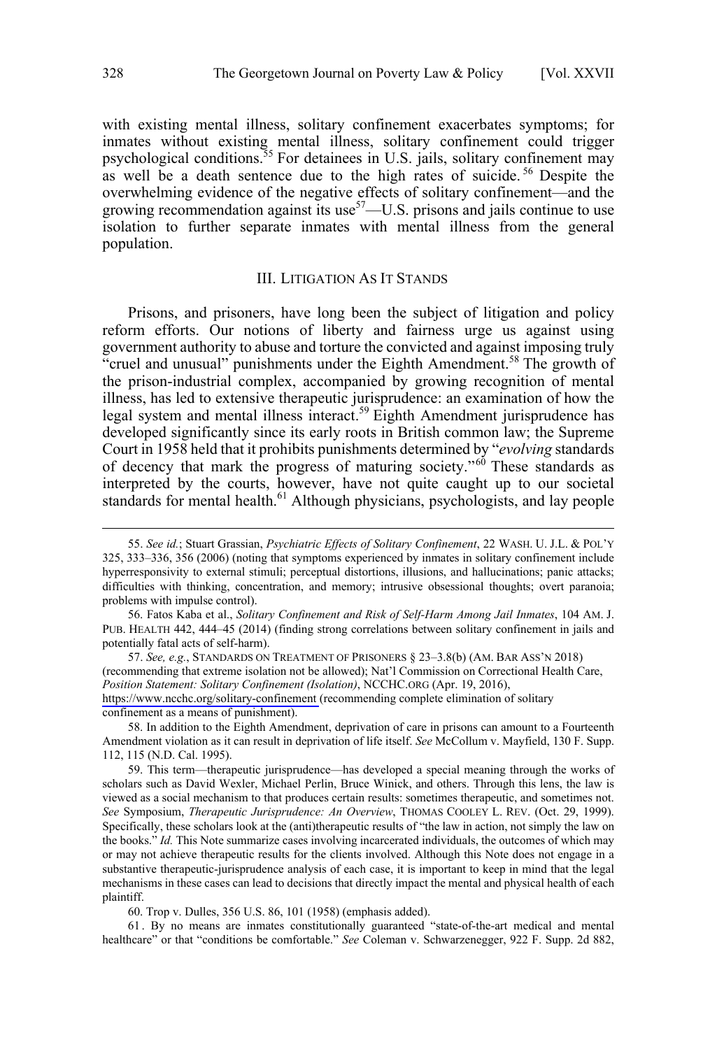with existing mental illness, solitary confinement exacerbates symptoms; for inmates without existing mental illness, solitary confinement could trigger psychological conditions.[55] For detainees in U.S. jails, solitary confinement may as well be a death sentence due to the high rates of suicide.[56] Despite the overwhelming evidence of the negative effects of solitary confinement—and the growing recommendation against its use[57]—U.S. prisons and jails continue to use isolation to further separate inmates with mental illness from the general population.

## III. LITIGATION AS IT STANDS

Prisons, and prisoners, have long been the subject of litigation and policy reform efforts. Our notions of liberty and fairness urge us against using government authority to abuse and torture the convicted and against imposing truly "cruel and unusual" punishments under the Eighth Amendment.[58] The growth of the prison-industrial complex, accompanied by growing recognition of mental illness, has led to extensive therapeutic jurisprudence: an examination of how the legal system and mental illness interact.[59] Eighth Amendment jurisprudence has developed significantly since its early roots in British common law; the Supreme Court in 1958 held that it prohibits punishments determined by "*evolving* standards of decency that mark the progress of maturing society."[60] These standards as interpreted by the courts, however, have not quite caught up to our societal standards for mental health.[61] Although physicians, psychologists, and lay people

55. *See id.*; Stuart Grassian, *Psychiatric Effects of Solitary Confinement*, 22 WASH. U. J.L. & POL'Y 325, 333–336, 356 (2006) (noting that symptoms experienced by inmates in solitary confinement include hyperresponsivity to external stimuli; perceptual distortions, illusions, and hallucinations; panic attacks; difficulties with thinking, concentration, and memory; intrusive obsessional thoughts; overt paranoia; problems with impulse control).

56. Fatos Kaba et al., *Solitary Confinement and Risk of Self-Harm Among Jail Inmates*, 104 AM. J. PUB. HEALTH 442, 444–45 (2014) (finding strong correlations between solitary confinement in jails and potentially fatal acts of self-harm).

57. *See, e.g.*, STANDARDS ON TREATMENT OF PRISONERS § 23–3.8(b) (AM. BAR ASS'N 2018) (recommending that extreme isolation not be allowed); Nat'l Commission on Correctional Health Care, *Position Statement: Solitary Confinement (Isolation)*, NCCHC.ORG (Apr. 19, 2016), https://www.ncchc.org/solitary-confinement (recommending complete elimination of solitary confinement as a means of punishment).

58. In addition to the Eighth Amendment, deprivation of care in prisons can amount to a Fourteenth Amendment violation as it can result in deprivation of life itself. *See* McCollum v. Mayfield, 130 F. Supp. 112, 115 (N.D. Cal. 1995).

59. This term—therapeutic jurisprudence—has developed a special meaning through the works of scholars such as David Wexler, Michael Perlin, Bruce Winick, and others. Through this lens, the law is viewed as a social mechanism to that produces certain results: sometimes therapeutic, and sometimes not. *See* Symposium, *Therapeutic Jurisprudence: An Overview*, THOMAS COOLEY L. REV. (Oct. 29, 1999). Specifically, these scholars look at the (anti)therapeutic results of "the law in action, not simply the law on the books." *Id.* This Note summarize cases involving incarcerated individuals, the outcomes of which may or may not achieve therapeutic results for the clients involved. Although this Note does not engage in a substantive therapeutic-jurisprudence analysis of each case, it is important to keep in mind that the legal mechanisms in these cases can lead to decisions that directly impact the mental and physical health of each plaintiff.

60. Trop v. Dulles, 356 U.S. 86, 101 (1958) (emphasis added).

61. By no means are inmates constitutionally guaranteed "state-of-the-art medical and mental healthcare" or that "conditions be comfortable." *See* Coleman v. Schwarzenegger, 922 F. Supp. 2d 882,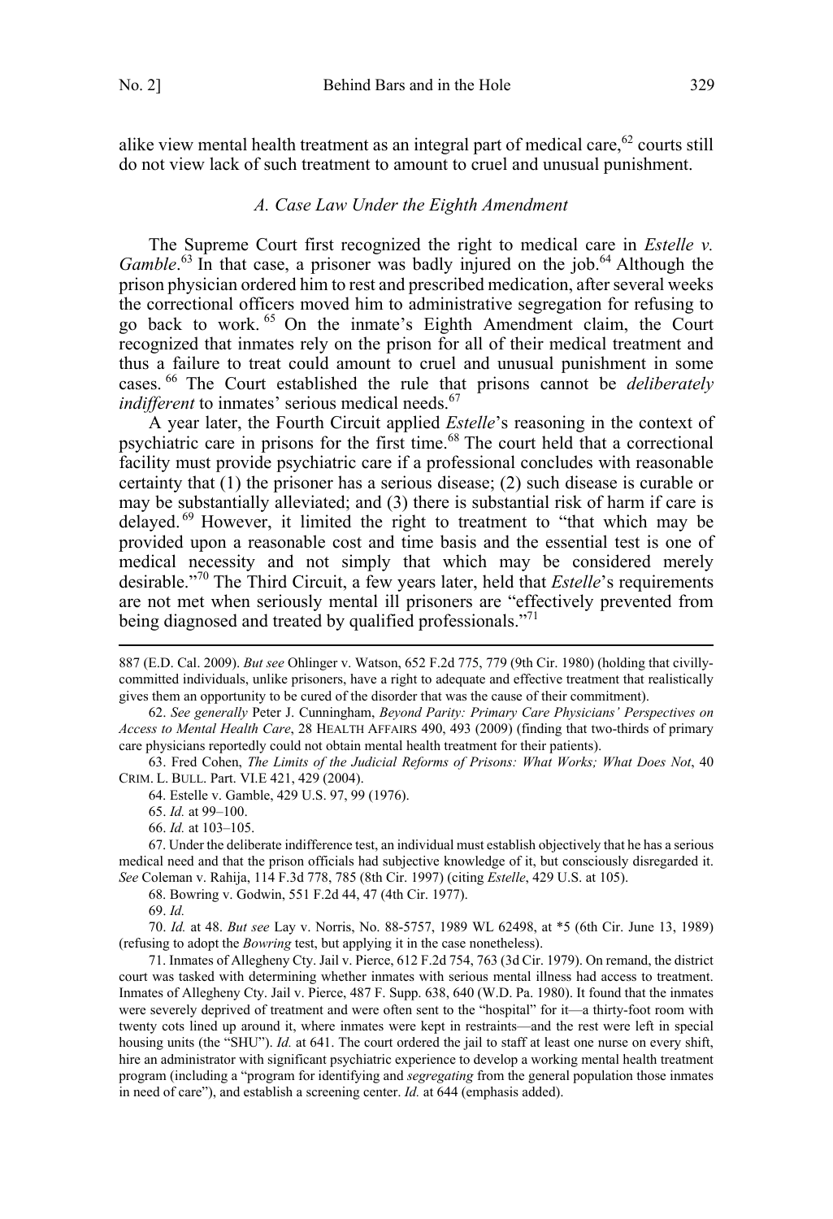alike view mental health treatment as an integral part of medical care,[62] courts still do not view lack of such treatment to amount to cruel and unusual punishment.

### *A. Case Law Under the Eighth Amendment*

The Supreme Court first recognized the right to medical care in *Estelle v. Gamble*.[63] In that case, a prisoner was badly injured on the job.[64] Although the prison physician ordered him to rest and prescribed medication, after several weeks the correctional officers moved him to administrative segregation for refusing to go back to work.[65] On the inmate's Eighth Amendment claim, the Court recognized that inmates rely on the prison for all of their medical treatment and thus a failure to treat could amount to cruel and unusual punishment in some cases.[66] The Court established the rule that prisons cannot be *deliberately indifferent* to inmates' serious medical needs.[67]

A year later, the Fourth Circuit applied *Estelle*'s reasoning in the context of psychiatric care in prisons for the first time.[68] The court held that a correctional facility must provide psychiatric care if a professional concludes with reasonable certainty that (1) the prisoner has a serious disease; (2) such disease is curable or may be substantially alleviated; and (3) there is substantial risk of harm if care is delayed.[69] However, it limited the right to treatment to "that which may be provided upon a reasonable cost and time basis and the essential test is one of medical necessity and not simply that which may be considered merely desirable."[70] The Third Circuit, a few years later, held that *Estelle*'s requirements are not met when seriously mental ill prisoners are "effectively prevented from being diagnosed and treated by qualified professionals."[71]

---

887 (E.D. Cal. 2009). *But see* Ohlinger v. Watson, 652 F.2d 775, 779 (9th Cir. 1980) (holding that civilly-committed individuals, unlike prisoners, have a right to adequate and effective treatment that realistically gives them an opportunity to be cured of the disorder that was the cause of their commitment).

62. *See generally* Peter J. Cunningham, *Beyond Parity: Primary Care Physicians' Perspectives on Access to Mental Health Care*, 28 HEALTH AFFAIRS 490, 493 (2009) (finding that two-thirds of primary care physicians reportedly could not obtain mental health treatment for their patients).

63. Fred Cohen, *The Limits of the Judicial Reforms of Prisons: What Works; What Does Not*, 40 CRIM. L. BULL. Part. VI.E 421, 429 (2004).

64. Estelle v. Gamble, 429 U.S. 97, 99 (1976).

65. *Id.* at 99–100.

66. *Id.* at 103–105.

67. Under the deliberate indifference test, an individual must establish objectively that he has a serious medical need and that the prison officials had subjective knowledge of it, but consciously disregarded it. *See* Coleman v. Rahija, 114 F.3d 778, 785 (8th Cir. 1997) (citing *Estelle*, 429 U.S. at 105).

68. Bowring v. Godwin, 551 F.2d 44, 47 (4th Cir. 1977).

69. *Id.*

70. *Id.* at 48. *But see* Lay v. Norris, No. 88-5757, 1989 WL 62498, at *5 (6th Cir. June 13, 1989) (refusing to adopt the *Bowring* test, but applying it in the case nonetheless).

71. Inmates of Allegheny Cty. Jail v. Pierce, 612 F.2d 754, 763 (3d Cir. 1979). On remand, the district court was tasked with determining whether inmates with serious mental illness had access to treatment. Inmates of Allegheny Cty. Jail v. Pierce, 487 F. Supp. 638, 640 (W.D. Pa. 1980). It found that the inmates were severely deprived of treatment and were often sent to the "hospital" for it—a thirty-foot room with twenty cots lined up around it, where inmates were kept in restraints—and the rest were left in special housing units (the "SHU"). *Id.* at 641. The court ordered the jail to staff at least one nurse on every shift, hire an administrator with significant psychiatric experience to develop a working mental health treatment program (including a "program for identifying and *segregating* from the general population those inmates in need of care"), and establish a screening center. *Id.* at 644 (emphasis added).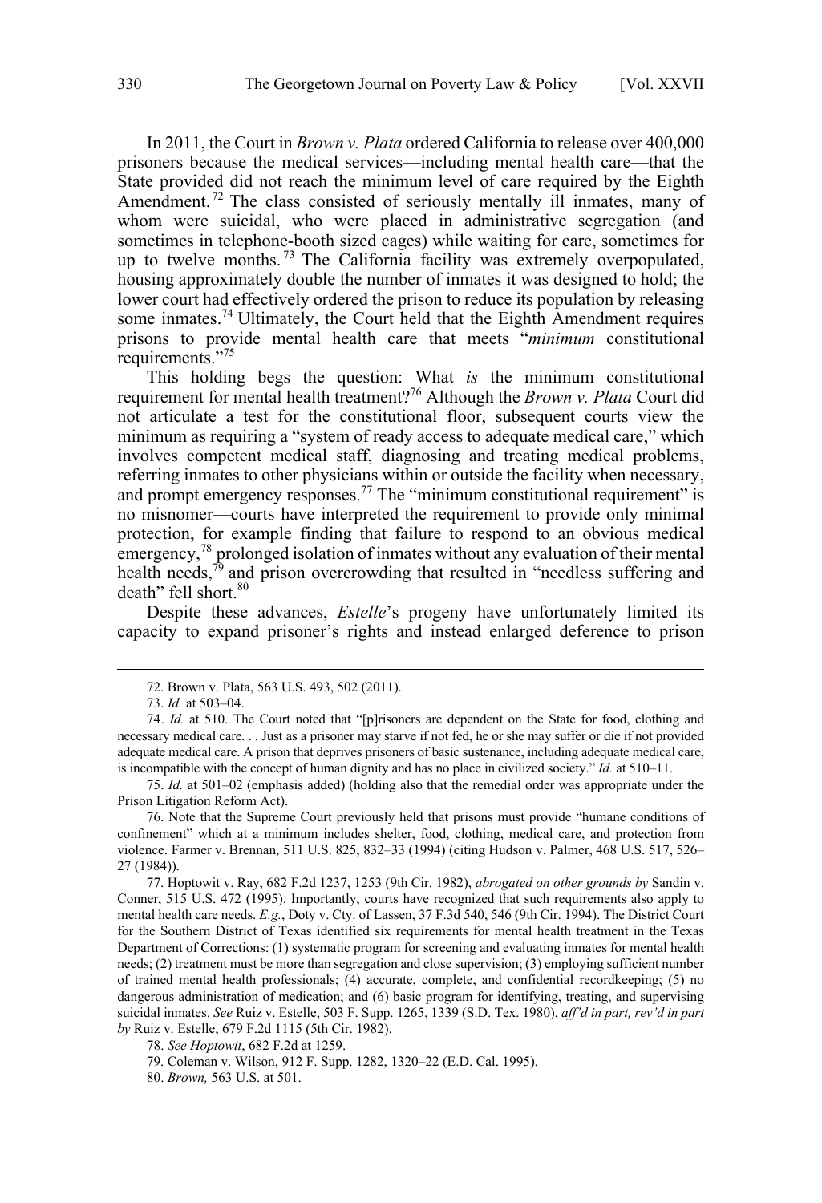In 2011, the Court in *Brown v. Plata* ordered California to release over 400,000 prisoners because the medical services—including mental health care—that the State provided did not reach the minimum level of care required by the Eighth Amendment.[72] The class consisted of seriously mentally ill inmates, many of whom were suicidal, who were placed in administrative segregation (and sometimes in telephone-booth sized cages) while waiting for care, sometimes for up to twelve months.[73] The California facility was extremely overpopulated, housing approximately double the number of inmates it was designed to hold; the lower court had effectively ordered the prison to reduce its population by releasing some inmates.[74] Ultimately, the Court held that the Eighth Amendment requires prisons to provide mental health care that meets "*minimum* constitutional requirements."[75]

This holding begs the question: What *is* the minimum constitutional requirement for mental health treatment?[76] Although the *Brown v. Plata* Court did not articulate a test for the constitutional floor, subsequent courts view the minimum as requiring a "system of ready access to adequate medical care," which involves competent medical staff, diagnosing and treating medical problems, referring inmates to other physicians within or outside the facility when necessary, and prompt emergency responses.[77] The "minimum constitutional requirement" is no misnomer—courts have interpreted the requirement to provide only minimal protection, for example finding that failure to respond to an obvious medical emergency,[78] prolonged isolation of inmates without any evaluation of their mental health needs,[79] and prison overcrowding that resulted in "needless suffering and death" fell short.[80]

Despite these advances, *Estelle*'s progeny have unfortunately limited its capacity to expand prisoner's rights and instead enlarged deference to prison

---

72. Brown v. Plata, 563 U.S. 493, 502 (2011).

73. *Id.* at 503–04.

74. *Id.* at 510. The Court noted that "[p]risoners are dependent on the State for food, clothing and necessary medical care. . . Just as a prisoner may starve if not fed, he or she may suffer or die if not provided adequate medical care. A prison that deprives prisoners of basic sustenance, including adequate medical care, is incompatible with the concept of human dignity and has no place in civilized society." *Id.* at 510–11.

75. *Id.* at 501–02 (emphasis added) (holding also that the remedial order was appropriate under the Prison Litigation Reform Act).

76. Note that the Supreme Court previously held that prisons must provide "humane conditions of confinement" which at a minimum includes shelter, food, clothing, medical care, and protection from violence. Farmer v. Brennan, 511 U.S. 825, 832–33 (1994) (citing Hudson v. Palmer, 468 U.S. 517, 526–27 (1984)).

77. Hoptowit v. Ray, 682 F.2d 1237, 1253 (9th Cir. 1982), *abrogated on other grounds by* Sandin v. Conner, 515 U.S. 472 (1995). Importantly, courts have recognized that such requirements also apply to mental health care needs. *E.g.*, Doty v. Cty. of Lassen, 37 F.3d 540, 546 (9th Cir. 1994). The District Court for the Southern District of Texas identified six requirements for mental health treatment in the Texas Department of Corrections: (1) systematic program for screening and evaluating inmates for mental health needs; (2) treatment must be more than segregation and close supervision; (3) employing sufficient number of trained mental health professionals; (4) accurate, complete, and confidential recordkeeping; (5) no dangerous administration of medication; and (6) basic program for identifying, treating, and supervising suicidal inmates. *See* Ruiz v. Estelle, 503 F. Supp. 1265, 1339 (S.D. Tex. 1980), *aff'd in part, rev'd in part by* Ruiz v. Estelle, 679 F.2d 1115 (5th Cir. 1982).

78. *See Hoptowit*, 682 F.2d at 1259.

79. Coleman v. Wilson, 912 F. Supp. 1282, 1320–22 (E.D. Cal. 1995).

80. *Brown,* 563 U.S. at 501.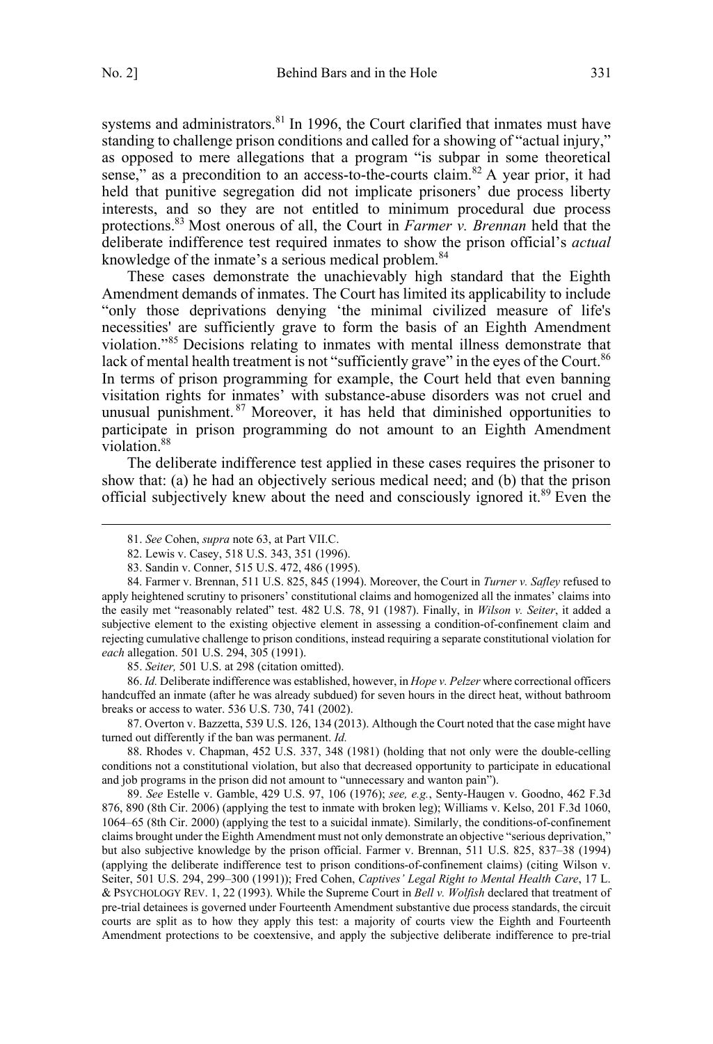systems and administrators.[81] In 1996, the Court clarified that inmates must have standing to challenge prison conditions and called for a showing of "actual injury," as opposed to mere allegations that a program "is subpar in some theoretical sense," as a precondition to an access-to-the-courts claim.[82] A year prior, it had held that punitive segregation did not implicate prisoners' due process liberty interests, and so they are not entitled to minimum procedural due process protections.[83] Most onerous of all, the Court in *Farmer v. Brennan* held that the deliberate indifference test required inmates to show the prison official's *actual* knowledge of the inmate's a serious medical problem.[84]

These cases demonstrate the unachievably high standard that the Eighth Amendment demands of inmates. The Court has limited its applicability to include "only those deprivations denying 'the minimal civilized measure of life's necessities' are sufficiently grave to form the basis of an Eighth Amendment violation."[85] Decisions relating to inmates with mental illness demonstrate that lack of mental health treatment is not "sufficiently grave" in the eyes of the Court.[86] In terms of prison programming for example, the Court held that even banning visitation rights for inmates' with substance-abuse disorders was not cruel and unusual punishment.[87] Moreover, it has held that diminished opportunities to participate in prison programming do not amount to an Eighth Amendment violation.[88]

The deliberate indifference test applied in these cases requires the prisoner to show that: (a) he had an objectively serious medical need; and (b) that the prison official subjectively knew about the need and consciously ignored it.[89] Even the

---

81. *See* Cohen, *supra* note 63, at Part VII.C.

82. Lewis v. Casey, 518 U.S. 343, 351 (1996).

83. Sandin v. Conner, 515 U.S. 472, 486 (1995).

84. Farmer v. Brennan, 511 U.S. 825, 845 (1994). Moreover, the Court in *Turner v. Safley* refused to apply heightened scrutiny to prisoners' constitutional claims and homogenized all the inmates' claims into the easily met "reasonably related" test. 482 U.S. 78, 91 (1987). Finally, in *Wilson v. Seiter*, it added a subjective element to the existing objective element in assessing a condition-of-confinement claim and rejecting cumulative challenge to prison conditions, instead requiring a separate constitutional violation for *each* allegation. 501 U.S. 294, 305 (1991).

85. *Seiter,* 501 U.S. at 298 (citation omitted).

86. *Id.* Deliberate indifference was established, however, in *Hope v. Pelzer* where correctional officers handcuffed an inmate (after he was already subdued) for seven hours in the direct heat, without bathroom breaks or access to water. 536 U.S. 730, 741 (2002).

87. Overton v. Bazzetta, 539 U.S. 126, 134 (2013). Although the Court noted that the case might have turned out differently if the ban was permanent. *Id.*

88. Rhodes v. Chapman, 452 U.S. 337, 348 (1981) (holding that not only were the double-celling conditions not a constitutional violation, but also that decreased opportunity to participate in educational and job programs in the prison did not amount to "unnecessary and wanton pain").

89. *See* Estelle v. Gamble, 429 U.S. 97, 106 (1976); *see, e.g.*, Senty-Haugen v. Goodno, 462 F.3d 876, 890 (8th Cir. 2006) (applying the test to inmate with broken leg); Williams v. Kelso, 201 F.3d 1060, 1064–65 (8th Cir. 2000) (applying the test to a suicidal inmate). Similarly, the conditions-of-confinement claims brought under the Eighth Amendment must not only demonstrate an objective "serious deprivation," but also subjective knowledge by the prison official. Farmer v. Brennan, 511 U.S. 825, 837–38 (1994) (applying the deliberate indifference test to prison conditions-of-confinement claims) (citing Wilson v. Seiter, 501 U.S. 294, 299–300 (1991)); Fred Cohen, *Captives' Legal Right to Mental Health Care*, 17 L. & PSYCHOLOGY REV. 1, 22 (1993). While the Supreme Court in *Bell v. Wolfish* declared that treatment of pre-trial detainees is governed under Fourteenth Amendment substantive due process standards, the circuit courts are split as to how they apply this test: a majority of courts view the Eighth and Fourteenth Amendment protections to be coextensive, and apply the subjective deliberate indifference to pre-trial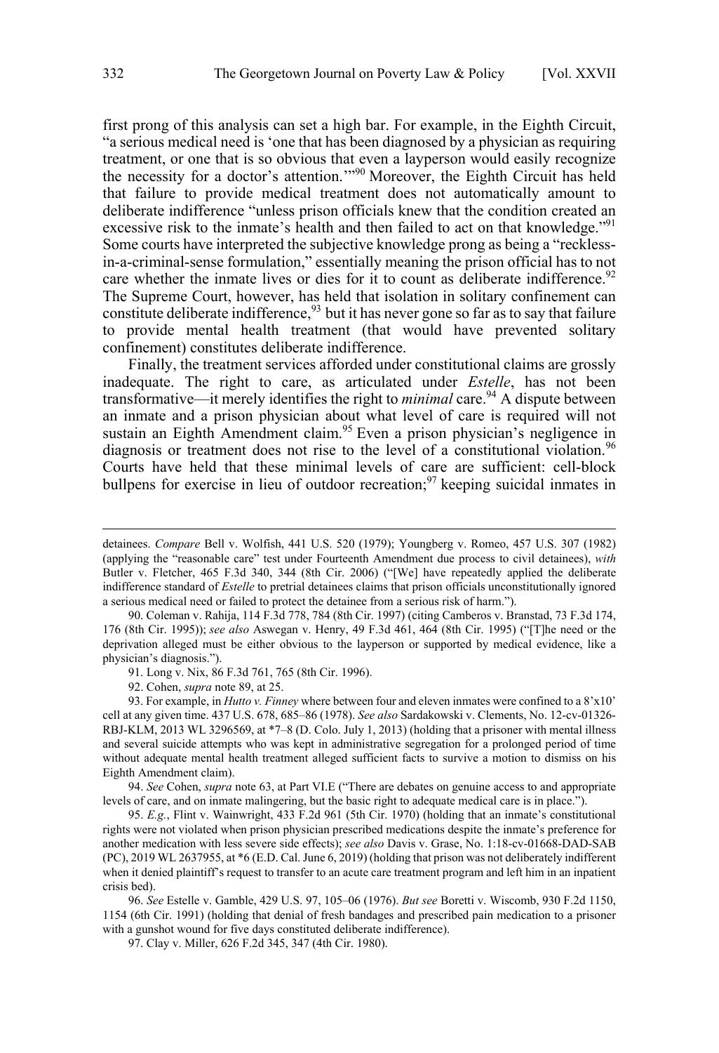first prong of this analysis can set a high bar. For example, in the Eighth Circuit, "a serious medical need is 'one that has been diagnosed by a physician as requiring treatment, or one that is so obvious that even a layperson would easily recognize the necessity for a doctor's attention.'"[90] Moreover, the Eighth Circuit has held that failure to provide medical treatment does not automatically amount to deliberate indifference "unless prison officials knew that the condition created an excessive risk to the inmate's health and then failed to act on that knowledge."[91] Some courts have interpreted the subjective knowledge prong as being a "reckless-in-a-criminal-sense formulation," essentially meaning the prison official has to not care whether the inmate lives or dies for it to count as deliberate indifference.[92] The Supreme Court, however, has held that isolation in solitary confinement can constitute deliberate indifference,[93] but it has never gone so far as to say that failure to provide mental health treatment (that would have prevented solitary confinement) constitutes deliberate indifference.

Finally, the treatment services afforded under constitutional claims are grossly inadequate. The right to care, as articulated under *Estelle*, has not been transformative—it merely identifies the right to *minimal* care.[94] A dispute between an inmate and a prison physician about what level of care is required will not sustain an Eighth Amendment claim.[95] Even a prison physician's negligence in diagnosis or treatment does not rise to the level of a constitutional violation.[96] Courts have held that these minimal levels of care are sufficient: cell-block bullpens for exercise in lieu of outdoor recreation;[97] keeping suicidal inmates in

---

detainees. *Compare* Bell v. Wolfish, 441 U.S. 520 (1979); Youngberg v. Romeo, 457 U.S. 307 (1982) (applying the "reasonable care" test under Fourteenth Amendment due process to civil detainees), *with* Butler v. Fletcher, 465 F.3d 340, 344 (8th Cir. 2006) ("[We] have repeatedly applied the deliberate indifference standard of *Estelle* to pretrial detainees claims that prison officials unconstitutionally ignored a serious medical need or failed to protect the detainee from a serious risk of harm.").

90. Coleman v. Rahija, 114 F.3d 778, 784 (8th Cir. 1997) (citing Camberos v. Branstad, 73 F.3d 174, 176 (8th Cir. 1995)); *see also* Aswegan v. Henry, 49 F.3d 461, 464 (8th Cir. 1995) ("[T]he need or the deprivation alleged must be either obvious to the layperson or supported by medical evidence, like a physician's diagnosis.").

91. Long v. Nix, 86 F.3d 761, 765 (8th Cir. 1996).

92. Cohen, *supra* note 89, at 25.

93. For example, in *Hutto v. Finney* where between four and eleven inmates were confined to a 8'x10' cell at any given time. 437 U.S. 678, 685–86 (1978). *See also* Sardakowski v. Clements, No. 12-cv-01326-RBJ-KLM, 2013 WL 3296569, at *7–8 (D. Colo. July 1, 2013) (holding that a prisoner with mental illness and several suicide attempts who was kept in administrative segregation for a prolonged period of time without adequate mental health treatment alleged sufficient facts to survive a motion to dismiss on his Eighth Amendment claim).

94. *See* Cohen, *supra* note 63, at Part VI.E ("There are debates on genuine access to and appropriate levels of care, and on inmate malingering, but the basic right to adequate medical care is in place.").

95. *E.g.*, Flint v. Wainwright, 433 F.2d 961 (5th Cir. 1970) (holding that an inmate's constitutional rights were not violated when prison physician prescribed medications despite the inmate's preference for another medication with less severe side effects); *see also* Davis v. Grase, No. 1:18-cv-01668-DAD-SAB (PC), 2019 WL 2637955, at *6 (E.D. Cal. June 6, 2019) (holding that prison was not deliberately indifferent when it denied plaintiff's request to transfer to an acute care treatment program and left him in an inpatient crisis bed).

96. *See* Estelle v. Gamble, 429 U.S. 97, 105–06 (1976). *But see* Boretti v. Wiscomb, 930 F.2d 1150, 1154 (6th Cir. 1991) (holding that denial of fresh bandages and prescribed pain medication to a prisoner with a gunshot wound for five days constituted deliberate indifference).

97. Clay v. Miller, 626 F.2d 345, 347 (4th Cir. 1980).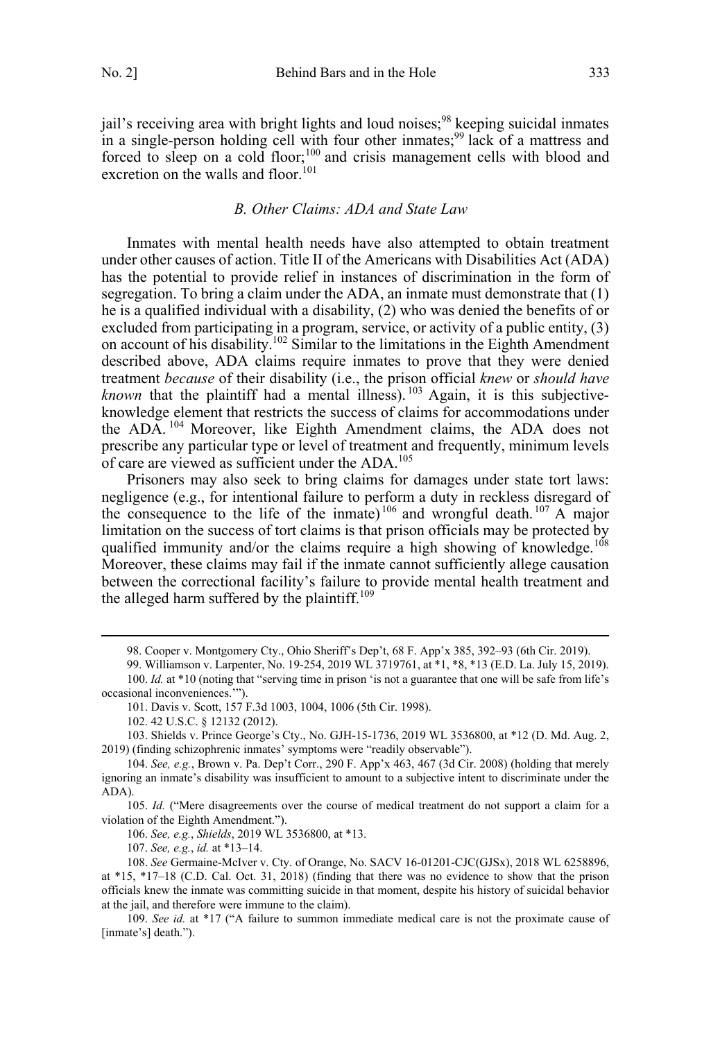jail's receiving area with bright lights and loud noises;[98] keeping suicidal inmates in a single-person holding cell with four other inmates;[99] lack of a mattress and forced to sleep on a cold floor;[100] and crisis management cells with blood and excretion on the walls and floor.[101]

### *B. Other Claims: ADA and State Law*

Inmates with mental health needs have also attempted to obtain treatment under other causes of action. Title II of the Americans with Disabilities Act (ADA) has the potential to provide relief in instances of discrimination in the form of segregation. To bring a claim under the ADA, an inmate must demonstrate that (1) he is a qualified individual with a disability, (2) who was denied the benefits of or excluded from participating in a program, service, or activity of a public entity, (3) on account of his disability.[102] Similar to the limitations in the Eighth Amendment described above, ADA claims require inmates to prove that they were denied treatment *because* of their disability (i.e., the prison official *knew* or *should have known* that the plaintiff had a mental illness).[103] Again, it is this subjective-knowledge element that restricts the success of claims for accommodations under the ADA.[104] Moreover, like Eighth Amendment claims, the ADA does not prescribe any particular type or level of treatment and frequently, minimum levels of care are viewed as sufficient under the ADA.[105]

Prisoners may also seek to bring claims for damages under state tort laws: negligence (e.g., for intentional failure to perform a duty in reckless disregard of the consequence to the life of the inmate)[106] and wrongful death.[107] A major limitation on the success of tort claims is that prison officials may be protected by qualified immunity and/or the claims require a high showing of knowledge.[108] Moreover, these claims may fail if the inmate cannot sufficiently allege causation between the correctional facility's failure to provide mental health treatment and the alleged harm suffered by the plaintiff.[109]

---

98. Cooper v. Montgomery Cty., Ohio Sheriff's Dep't, 68 F. App'x 385, 392–93 (6th Cir. 2019).

99. Williamson v. Larpenter, No. 19-254, 2019 WL 3719761, at *1, *8, *13 (E.D. La. July 15, 2019).

100. *Id.* at *10 (noting that "serving time in prison 'is not a guarantee that one will be safe from life's occasional inconveniences.'").

101. Davis v. Scott, 157 F.3d 1003, 1004, 1006 (5th Cir. 1998).

102. 42 U.S.C. § 12132 (2012).

103. Shields v. Prince George's Cty., No. GJH-15-1736, 2019 WL 3536800, at *12 (D. Md. Aug. 2, 2019) (finding schizophrenic inmates' symptoms were "readily observable").

104. *See, e.g.*, Brown v. Pa. Dep't Corr., 290 F. App'x 463, 467 (3d Cir. 2008) (holding that merely ignoring an inmate's disability was insufficient to amount to a subjective intent to discriminate under the ADA).

105. *Id.* ("Mere disagreements over the course of medical treatment do not support a claim for a violation of the Eighth Amendment.").

106. *See, e.g.*, *Shields*, 2019 WL 3536800, at *13.

107. *See, e.g.*, *id.* at *13–14.

108. *See* Germaine-McIver v. Cty. of Orange, No. SACV 16-01201-CJC(GJSx), 2018 WL 6258896, at *15, *17–18 (C.D. Cal. Oct. 31, 2018) (finding that there was no evidence to show that the prison officials knew the inmate was committing suicide in that moment, despite his history of suicidal behavior at the jail, and therefore were immune to the claim).

109. *See id.* at *17 ("A failure to summon immediate medical care is not the proximate cause of [inmate's] death.").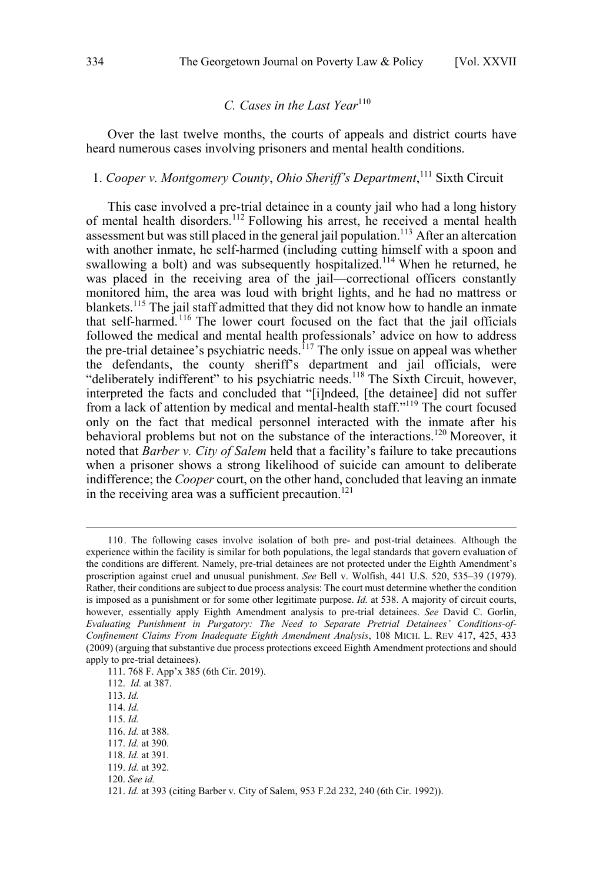### *C. Cases in the Last Year*[110]

Over the last twelve months, the courts of appeals and district courts have heard numerous cases involving prisoners and mental health conditions.

#### 1. *Cooper v. Montgomery County*, *Ohio Sheriff's Department*,[111] Sixth Circuit

This case involved a pre-trial detainee in a county jail who had a long history of mental health disorders.[112] Following his arrest, he received a mental health assessment but was still placed in the general jail population.[113] After an altercation with another inmate, he self-harmed (including cutting himself with a spoon and swallowing a bolt) and was subsequently hospitalized.[114] When he returned, he was placed in the receiving area of the jail—correctional officers constantly monitored him, the area was loud with bright lights, and he had no mattress or blankets.[115] The jail staff admitted that they did not know how to handle an inmate that self-harmed.[116] The lower court focused on the fact that the jail officials followed the medical and mental health professionals' advice on how to address the pre-trial detainee's psychiatric needs.[117] The only issue on appeal was whether the defendants, the county sheriff's department and jail officials, were "deliberately indifferent" to his psychiatric needs.[118] The Sixth Circuit, however, interpreted the facts and concluded that "[i]ndeed, [the detainee] did not suffer from a lack of attention by medical and mental-health staff."[119] The court focused only on the fact that medical personnel interacted with the inmate after his behavioral problems but not on the substance of the interactions.[120] Moreover, it noted that *Barber v. City of Salem* held that a facility's failure to take precautions when a prisoner shows a strong likelihood of suicide can amount to deliberate indifference; the *Cooper* court, on the other hand, concluded that leaving an inmate in the receiving area was a sufficient precaution.[121]

---

110. The following cases involve isolation of both pre- and post-trial detainees. Although the experience within the facility is similar for both populations, the legal standards that govern evaluation of the conditions are different. Namely, pre-trial detainees are not protected under the Eighth Amendment's proscription against cruel and unusual punishment. *See* Bell v. Wolfish, 441 U.S. 520, 535–39 (1979). Rather, their conditions are subject to due process analysis: The court must determine whether the condition is imposed as a punishment or for some other legitimate purpose. *Id.* at 538. A majority of circuit courts, however, essentially apply Eighth Amendment analysis to pre-trial detainees. *See* David C. Gorlin, *Evaluating Punishment in Purgatory: The Need to Separate Pretrial Detainees' Conditions-of-Confinement Claims From Inadequate Eighth Amendment Analysis*, 108 MICH. L. REV 417, 425, 433 (2009) (arguing that substantive due process protections exceed Eighth Amendment protections and should apply to pre-trial detainees).

111. 768 F. App'x 385 (6th Cir. 2019).

112. *Id.* at 387.

113. *Id.*

114. *Id.*

115. *Id.*

116. *Id.* at 388.

117. *Id.* at 390.

118. *Id.* at 391.

119. *Id.* at 392.

120. *See id.*

121. *Id.* at 393 (citing Barber v. City of Salem, 953 F.2d 232, 240 (6th Cir. 1992)).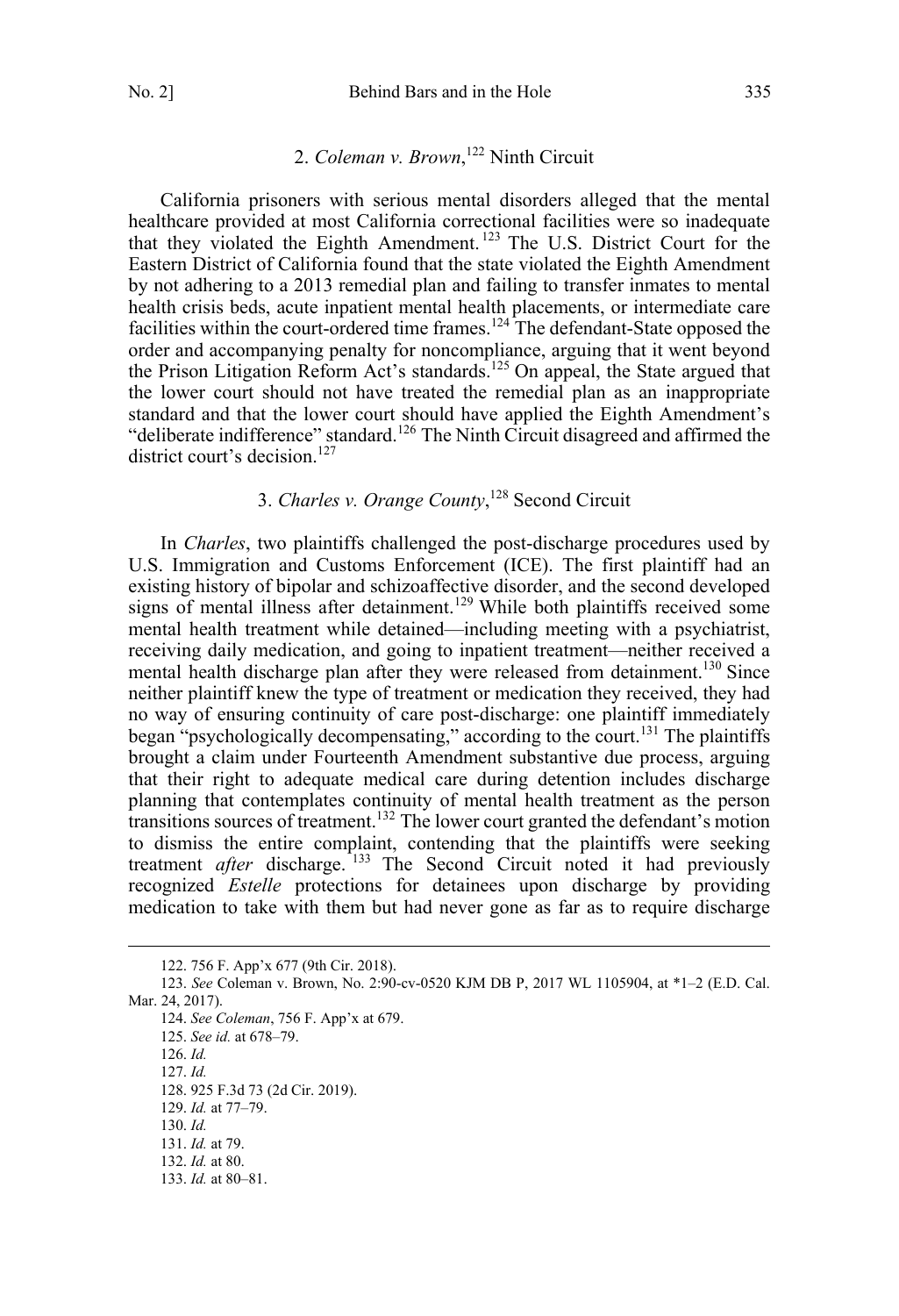### 2. *Coleman v. Brown*,[122] Ninth Circuit

California prisoners with serious mental disorders alleged that the mental healthcare provided at most California correctional facilities were so inadequate that they violated the Eighth Amendment.[123] The U.S. District Court for the Eastern District of California found that the state violated the Eighth Amendment by not adhering to a 2013 remedial plan and failing to transfer inmates to mental health crisis beds, acute inpatient mental health placements, or intermediate care facilities within the court-ordered time frames.[124] The defendant-State opposed the order and accompanying penalty for noncompliance, arguing that it went beyond the Prison Litigation Reform Act's standards.[125] On appeal, the State argued that the lower court should not have treated the remedial plan as an inappropriate standard and that the lower court should have applied the Eighth Amendment's "deliberate indifference" standard.[126] The Ninth Circuit disagreed and affirmed the district court's decision.[127]

### 3. *Charles v. Orange County*,[128] Second Circuit

In *Charles*, two plaintiffs challenged the post-discharge procedures used by U.S. Immigration and Customs Enforcement (ICE). The first plaintiff had an existing history of bipolar and schizoaffective disorder, and the second developed signs of mental illness after detainment.[129] While both plaintiffs received some mental health treatment while detained—including meeting with a psychiatrist, receiving daily medication, and going to inpatient treatment—neither received a mental health discharge plan after they were released from detainment.[130] Since neither plaintiff knew the type of treatment or medication they received, they had no way of ensuring continuity of care post-discharge: one plaintiff immediately began "psychologically decompensating," according to the court.[131] The plaintiffs brought a claim under Fourteenth Amendment substantive due process, arguing that their right to adequate medical care during detention includes discharge planning that contemplates continuity of mental health treatment as the person transitions sources of treatment.[132] The lower court granted the defendant's motion to dismiss the entire complaint, contending that the plaintiffs were seeking treatment *after* discharge.[133] The Second Circuit noted it had previously recognized *Estelle* protections for detainees upon discharge by providing medication to take with them but had never gone as far as to require discharge

---

122. 756 F. App'x 677 (9th Cir. 2018).

123. *See* Coleman v. Brown, No. 2:90-cv-0520 KJM DB P, 2017 WL 1105904, at *1–2 (E.D. Cal. Mar. 24, 2017).

124. *See Coleman*, 756 F. App'x at 679.

125. *See id.* at 678–79.

126. *Id.*

127. *Id.*

128. 925 F.3d 73 (2d Cir. 2019).

129. *Id.* at 77–79.

130. *Id.*

131. *Id.* at 79.

132. *Id.* at 80.

133. *Id.* at 80–81.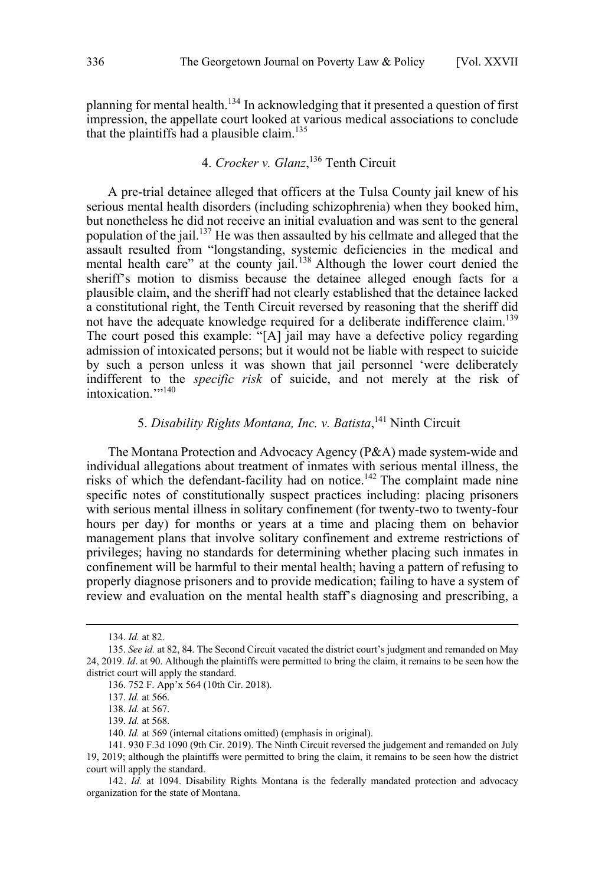planning for mental health.[134] In acknowledging that it presented a question of first impression, the appellate court looked at various medical associations to conclude that the plaintiffs had a plausible claim.[135]

### 4. *Crocker v. Glanz*,[136] Tenth Circuit

A pre-trial detainee alleged that officers at the Tulsa County jail knew of his serious mental health disorders (including schizophrenia) when they booked him, but nonetheless he did not receive an initial evaluation and was sent to the general population of the jail.[137] He was then assaulted by his cellmate and alleged that the assault resulted from "longstanding, systemic deficiencies in the medical and mental health care" at the county jail.[138] Although the lower court denied the sheriff's motion to dismiss because the detainee alleged enough facts for a plausible claim, and the sheriff had not clearly established that the detainee lacked a constitutional right, the Tenth Circuit reversed by reasoning that the sheriff did not have the adequate knowledge required for a deliberate indifference claim.[139] The court posed this example: "[A] jail may have a defective policy regarding admission of intoxicated persons; but it would not be liable with respect to suicide by such a person unless it was shown that jail personnel 'were deliberately indifferent to the *specific risk* of suicide, and not merely at the risk of intoxication.'"[140]

### 5. *Disability Rights Montana, Inc. v. Batista*,[141] Ninth Circuit

The Montana Protection and Advocacy Agency (P&A) made system-wide and individual allegations about treatment of inmates with serious mental illness, the risks of which the defendant-facility had on notice.[142] The complaint made nine specific notes of constitutionally suspect practices including: placing prisoners with serious mental illness in solitary confinement (for twenty-two to twenty-four hours per day) for months or years at a time and placing them on behavior management plans that involve solitary confinement and extreme restrictions of privileges; having no standards for determining whether placing such inmates in confinement will be harmful to their mental health; having a pattern of refusing to properly diagnose prisoners and to provide medication; failing to have a system of review and evaluation on the mental health staff's diagnosing and prescribing, a

---

134. *Id.* at 82.

135. *See id.* at 82, 84. The Second Circuit vacated the district court's judgment and remanded on May 24, 2019. *Id*. at 90. Although the plaintiffs were permitted to bring the claim, it remains to be seen how the district court will apply the standard.

136. 752 F. App'x 564 (10th Cir. 2018).

137. *Id.* at 566.

138. *Id.* at 567.

139. *Id.* at 568.

140. *Id.* at 569 (internal citations omitted) (emphasis in original).

141. 930 F.3d 1090 (9th Cir. 2019). The Ninth Circuit reversed the judgement and remanded on July 19, 2019; although the plaintiffs were permitted to bring the claim, it remains to be seen how the district court will apply the standard.

142. *Id.* at 1094. Disability Rights Montana is the federally mandated protection and advocacy organization for the state of Montana.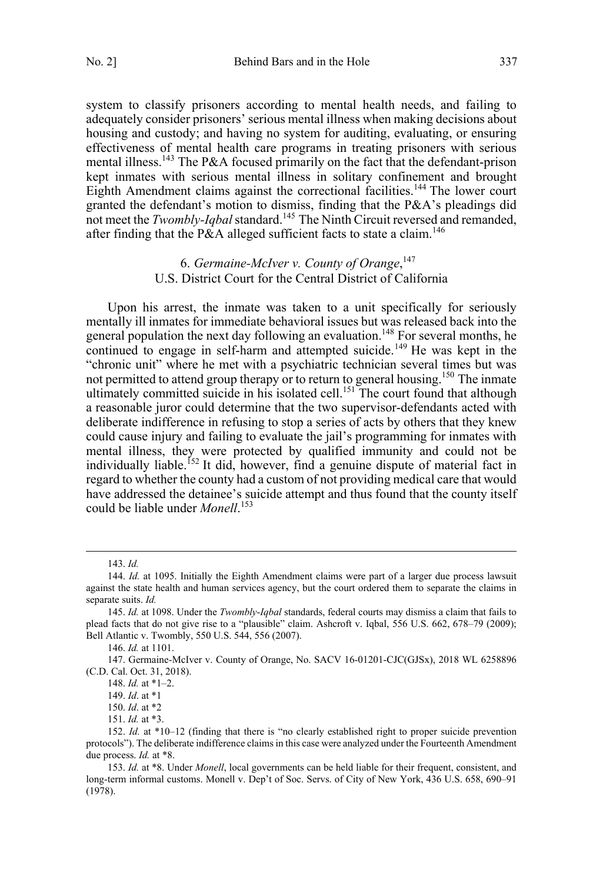system to classify prisoners according to mental health needs, and failing to adequately consider prisoners' serious mental illness when making decisions about housing and custody; and having no system for auditing, evaluating, or ensuring effectiveness of mental health care programs in treating prisoners with serious mental illness.[143] The P&A focused primarily on the fact that the defendant-prison kept inmates with serious mental illness in solitary confinement and brought Eighth Amendment claims against the correctional facilities.[144] The lower court granted the defendant's motion to dismiss, finding that the P&A's pleadings did not meet the *Twombly-Iqbal* standard.[145] The Ninth Circuit reversed and remanded, after finding that the P&A alleged sufficient facts to state a claim.[146]

### 6. *Germaine-McIver v. County of Orange*,[147] U.S. District Court for the Central District of California

Upon his arrest, the inmate was taken to a unit specifically for seriously mentally ill inmates for immediate behavioral issues but was released back into the general population the next day following an evaluation.[148] For several months, he continued to engage in self-harm and attempted suicide.[149] He was kept in the "chronic unit" where he met with a psychiatric technician several times but was not permitted to attend group therapy or to return to general housing.[150] The inmate ultimately committed suicide in his isolated cell.[151] The court found that although a reasonable juror could determine that the two supervisor-defendants acted with deliberate indifference in refusing to stop a series of acts by others that they knew could cause injury and failing to evaluate the jail's programming for inmates with mental illness, they were protected by qualified immunity and could not be individually liable.[152] It did, however, find a genuine dispute of material fact in regard to whether the county had a custom of not providing medical care that would have addressed the detainee's suicide attempt and thus found that the county itself could be liable under *Monell*.[153]

---

143. *Id.*

144. *Id.* at 1095. Initially the Eighth Amendment claims were part of a larger due process lawsuit against the state health and human services agency, but the court ordered them to separate the claims in separate suits. *Id.*

145. *Id.* at 1098. Under the *Twombly-Iqbal* standards, federal courts may dismiss a claim that fails to plead facts that do not give rise to a "plausible" claim. Ashcroft v. Iqbal, 556 U.S. 662, 678–79 (2009); Bell Atlantic v. Twombly, 550 U.S. 544, 556 (2007).

146. *Id.* at 1101.

147. Germaine-McIver v. County of Orange, No. SACV 16-01201-CJC(GJSx), 2018 WL 6258896 (C.D. Cal. Oct. 31, 2018).

148. *Id.* at *1–2.

149. *Id*. at *1

150. *Id*. at *2

151. *Id.* at *3.

152. *Id.* at *10–12 (finding that there is "no clearly established right to proper suicide prevention protocols"). The deliberate indifference claims in this case were analyzed under the Fourteenth Amendment due process. *Id.* at *8.

153. *Id.* at *8. Under *Monell*, local governments can be held liable for their frequent, consistent, and long-term informal customs. Monell v. Dep't of Soc. Servs. of City of New York, 436 U.S. 658, 690–91 (1978).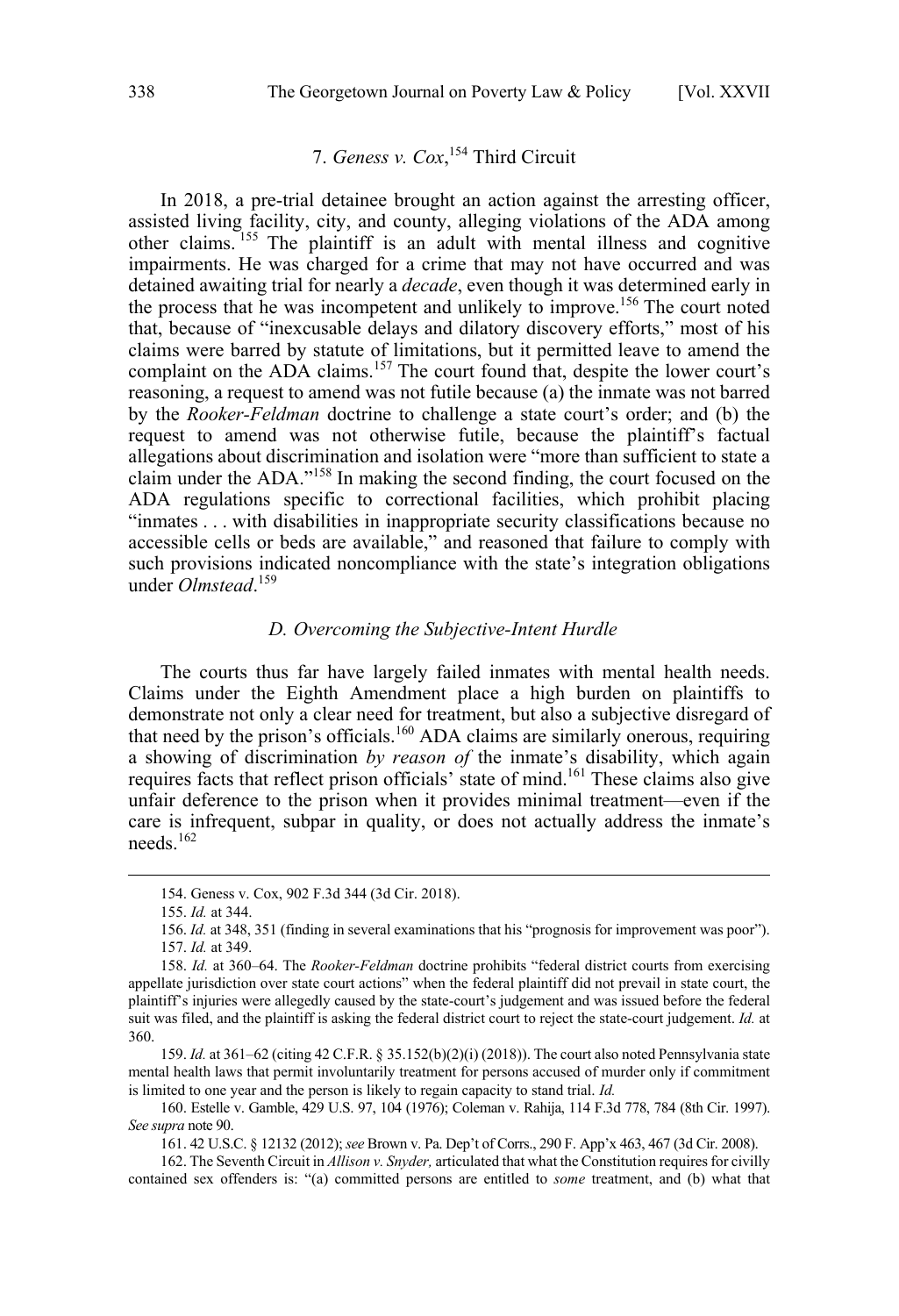### 7. *Geness v. Cox*,[154] Third Circuit

In 2018, a pre-trial detainee brought an action against the arresting officer, assisted living facility, city, and county, alleging violations of the ADA among other claims.[155] The plaintiff is an adult with mental illness and cognitive impairments. He was charged for a crime that may not have occurred and was detained awaiting trial for nearly a *decade*, even though it was determined early in the process that he was incompetent and unlikely to improve.[156] The court noted that, because of "inexcusable delays and dilatory discovery efforts," most of his claims were barred by statute of limitations, but it permitted leave to amend the complaint on the ADA claims.[157] The court found that, despite the lower court's reasoning, a request to amend was not futile because (a) the inmate was not barred by the *Rooker-Feldman* doctrine to challenge a state court's order; and (b) the request to amend was not otherwise futile, because the plaintiff's factual allegations about discrimination and isolation were "more than sufficient to state a claim under the ADA."[158] In making the second finding, the court focused on the ADA regulations specific to correctional facilities, which prohibit placing "inmates . . . with disabilities in inappropriate security classifications because no accessible cells or beds are available," and reasoned that failure to comply with such provisions indicated noncompliance with the state's integration obligations under *Olmstead*.[159]

### *D. Overcoming the Subjective-Intent Hurdle*

The courts thus far have largely failed inmates with mental health needs. Claims under the Eighth Amendment place a high burden on plaintiffs to demonstrate not only a clear need for treatment, but also a subjective disregard of that need by the prison's officials.[160] ADA claims are similarly onerous, requiring a showing of discrimination *by reason of* the inmate's disability, which again requires facts that reflect prison officials' state of mind.[161] These claims also give unfair deference to the prison when it provides minimal treatment—even if the care is infrequent, subpar in quality, or does not actually address the inmate's needs.[162]

---

154. Geness v. Cox, 902 F.3d 344 (3d Cir. 2018).

155. *Id.* at 344.

156. *Id.* at 348, 351 (finding in several examinations that his "prognosis for improvement was poor").

157. *Id.* at 349.

158. *Id.* at 360–64. The *Rooker-Feldman* doctrine prohibits "federal district courts from exercising appellate jurisdiction over state court actions" when the federal plaintiff did not prevail in state court, the plaintiff's injuries were allegedly caused by the state-court's judgement and was issued before the federal suit was filed, and the plaintiff is asking the federal district court to reject the state-court judgement. *Id.* at 360.

159. *Id.* at 361–62 (citing 42 C.F.R. § 35.152(b)(2)(i) (2018)). The court also noted Pennsylvania state mental health laws that permit involuntarily treatment for persons accused of murder only if commitment is limited to one year and the person is likely to regain capacity to stand trial. *Id.*

160. Estelle v. Gamble, 429 U.S. 97, 104 (1976); Coleman v. Rahija, 114 F.3d 778, 784 (8th Cir. 1997). *See supra* note 90.

161. 42 U.S.C. § 12132 (2012); *see* Brown v. Pa. Dep't of Corrs., 290 F. App'x 463, 467 (3d Cir. 2008).

162. The Seventh Circuit in *Allison v. Snyder,* articulated that what the Constitution requires for civilly contained sex offenders is: "(a) committed persons are entitled to *some* treatment, and (b) what that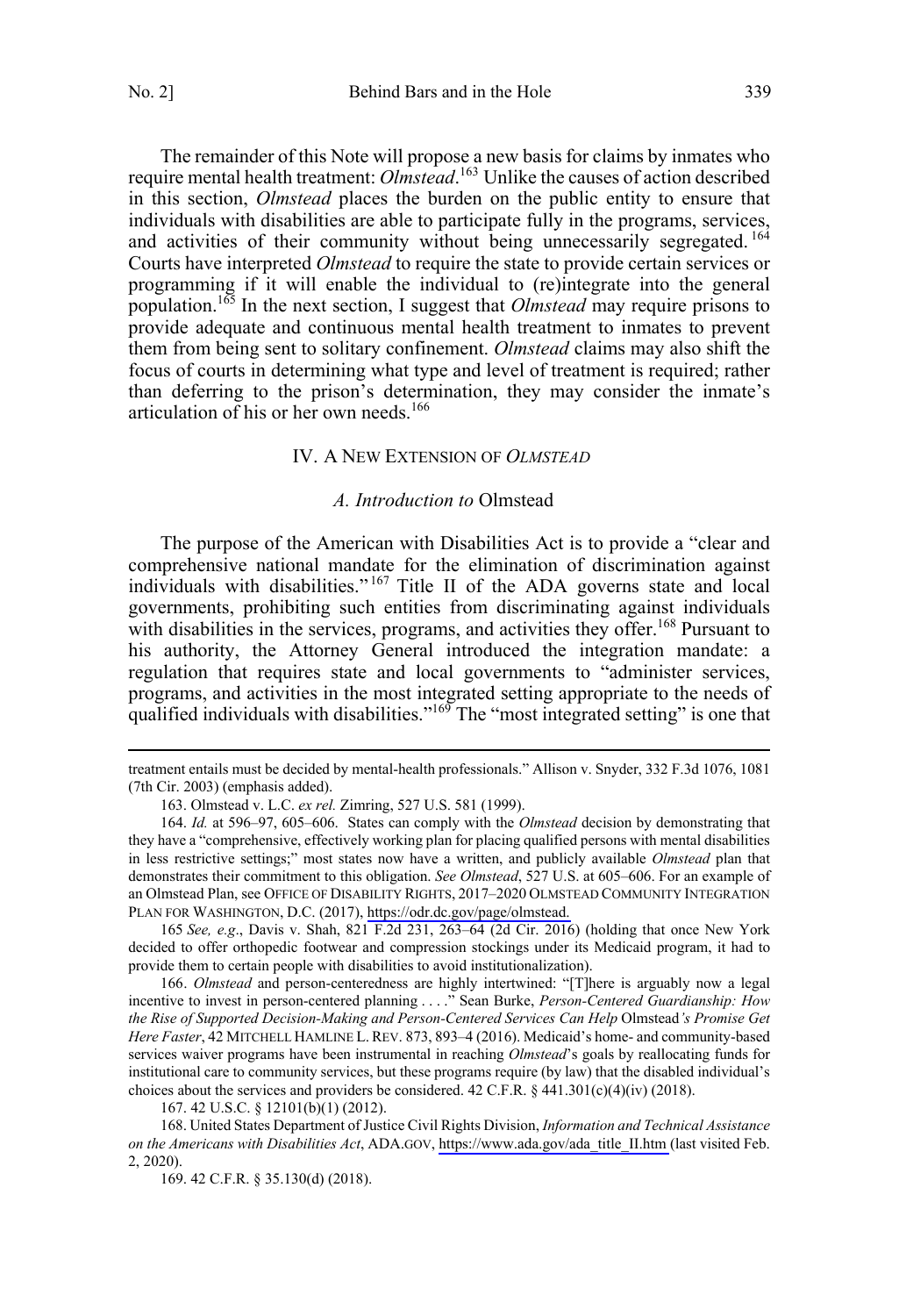The remainder of this Note will propose a new basis for claims by inmates who require mental health treatment: *Olmstead*.[163] Unlike the causes of action described in this section, *Olmstead* places the burden on the public entity to ensure that individuals with disabilities are able to participate fully in the programs, services, and activities of their community without being unnecessarily segregated.[164] Courts have interpreted *Olmstead* to require the state to provide certain services or programming if it will enable the individual to (re)integrate into the general population.[165] In the next section, I suggest that *Olmstead* may require prisons to provide adequate and continuous mental health treatment to inmates to prevent them from being sent to solitary confinement. *Olmstead* claims may also shift the focus of courts in determining what type and level of treatment is required; rather than deferring to the prison's determination, they may consider the inmate's articulation of his or her own needs.[166]

## IV. A NEW EXTENSION OF *OLMSTEAD*

### *A. Introduction to* Olmstead

The purpose of the American with Disabilities Act is to provide a "clear and comprehensive national mandate for the elimination of discrimination against individuals with disabilities."[167] Title II of the ADA governs state and local governments, prohibiting such entities from discriminating against individuals with disabilities in the services, programs, and activities they offer.[168] Pursuant to his authority, the Attorney General introduced the integration mandate: a regulation that requires state and local governments to "administer services, programs, and activities in the most integrated setting appropriate to the needs of qualified individuals with disabilities."[169] The "most integrated setting" is one that

---

treatment entails must be decided by mental-health professionals." Allison v. Snyder, 332 F.3d 1076, 1081 (7th Cir. 2003) (emphasis added).

163. Olmstead v. L.C. *ex rel.* Zimring, 527 U.S. 581 (1999).

164. *Id.* at 596–97, 605–606. States can comply with the *Olmstead* decision by demonstrating that they have a "comprehensive, effectively working plan for placing qualified persons with mental disabilities in less restrictive settings;" most states now have a written, and publicly available *Olmstead* plan that demonstrates their commitment to this obligation. *See Olmstead*, 527 U.S. at 605–606. For an example of an Olmstead Plan, see OFFICE OF DISABILITY RIGHTS, 2017–2020 OLMSTEAD COMMUNITY INTEGRATION PLAN FOR WASHINGTON, D.C. (2017), https://odr.dc.gov/page/olmstead.

165 *See, e.g*., Davis v. Shah, 821 F.2d 231, 263–64 (2d Cir. 2016) (holding that once New York decided to offer orthopedic footwear and compression stockings under its Medicaid program, it had to provide them to certain people with disabilities to avoid institutionalization).

166. *Olmstead* and person-centeredness are highly intertwined: "[T]here is arguably now a legal incentive to invest in person-centered planning . . . ." Sean Burke, *Person-Centered Guardianship: How the Rise of Supported Decision-Making and Person-Centered Services Can Help* Olmstead*'s Promise Get Here Faster*, 42 MITCHELL HAMLINE L. REV. 873, 893–4 (2016). Medicaid's home- and community-based services waiver programs have been instrumental in reaching *Olmstead*'s goals by reallocating funds for institutional care to community services, but these programs require (by law) that the disabled individual's choices about the services and providers be considered. 42 C.F.R. § 441.301(c)(4)(iv) (2018).

167. 42 U.S.C. § 12101(b)(1) (2012).

168. United States Department of Justice Civil Rights Division, *Information and Technical Assistance on the Americans with Disabilities Act*, ADA.GOV, https://www.ada.gov/ada_title_II.htm (last visited Feb. 2, 2020).

169. 42 C.F.R. § 35.130(d) (2018).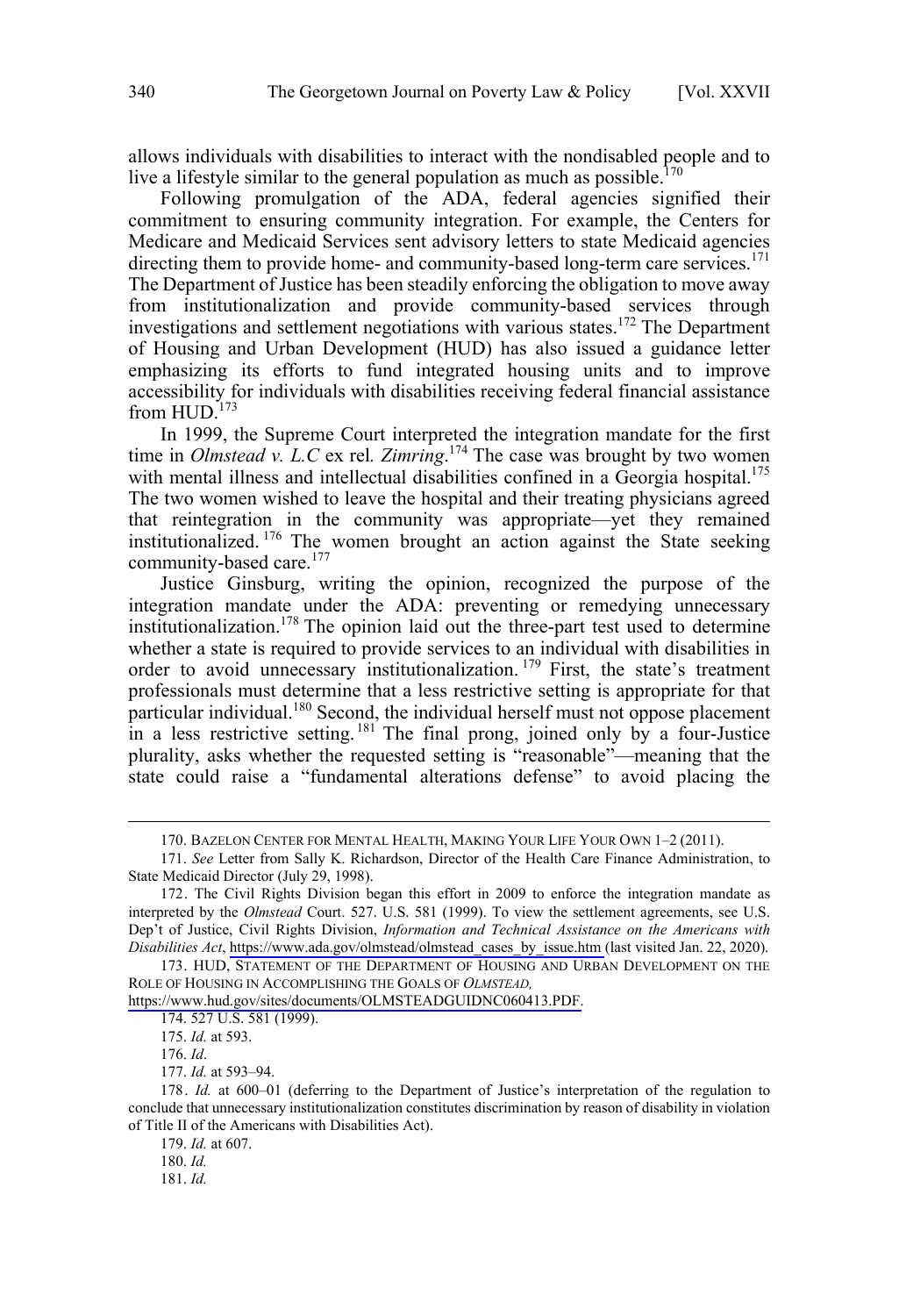allows individuals with disabilities to interact with the nondisabled people and to live a lifestyle similar to the general population as much as possible.[170]

Following promulgation of the ADA, federal agencies signified their commitment to ensuring community integration. For example, the Centers for Medicare and Medicaid Services sent advisory letters to state Medicaid agencies directing them to provide home- and community-based long-term care services.[171] The Department of Justice has been steadily enforcing the obligation to move away from institutionalization and provide community-based services through investigations and settlement negotiations with various states.[172] The Department of Housing and Urban Development (HUD) has also issued a guidance letter emphasizing its efforts to fund integrated housing units and to improve accessibility for individuals with disabilities receiving federal financial assistance from HUD.[173]

In 1999, the Supreme Court interpreted the integration mandate for the first time in *Olmstead v. L.C* ex rel*. Zimring*.[174] The case was brought by two women with mental illness and intellectual disabilities confined in a Georgia hospital.[175] The two women wished to leave the hospital and their treating physicians agreed that reintegration in the community was appropriate—yet they remained institutionalized.[176] The women brought an action against the State seeking community-based care.[177]

Justice Ginsburg, writing the opinion, recognized the purpose of the integration mandate under the ADA: preventing or remedying unnecessary institutionalization.[178] The opinion laid out the three-part test used to determine whether a state is required to provide services to an individual with disabilities in order to avoid unnecessary institutionalization.[179] First, the state's treatment professionals must determine that a less restrictive setting is appropriate for that particular individual.[180] Second, the individual herself must not oppose placement in a less restrictive setting.[181] The final prong, joined only by a four-Justice plurality, asks whether the requested setting is "reasonable"—meaning that the state could raise a "fundamental alterations defense" to avoid placing the

---

170. BAZELON CENTER FOR MENTAL HEALTH, MAKING YOUR LIFE YOUR OWN 1–2 (2011).

171. *See* Letter from Sally K. Richardson, Director of the Health Care Finance Administration, to State Medicaid Director (July 29, 1998).

172. The Civil Rights Division began this effort in 2009 to enforce the integration mandate as interpreted by the *Olmstead* Court. 527. U.S. 581 (1999). To view the settlement agreements, see U.S. Dep't of Justice, Civil Rights Division, *Information and Technical Assistance on the Americans with Disabilities Act*, https://www.ada.gov/olmstead/olmstead_cases_by_issue.htm (last visited Jan. 22, 2020).

173. HUD, STATEMENT OF THE DEPARTMENT OF HOUSING AND URBAN DEVELOPMENT ON THE ROLE OF HOUSING IN ACCOMPLISHING THE GOALS OF *OLMSTEAD*, https://www.hud.gov/sites/documents/OLMSTEADGUIDNC060413.PDF.

174. 527 U.S. 581 (1999).

175. *Id.* at 593.

176. *Id*.

177. *Id.* at 593–94.

178. *Id.* at 600–01 (deferring to the Department of Justice's interpretation of the regulation to conclude that unnecessary institutionalization constitutes discrimination by reason of disability in violation of Title II of the Americans with Disabilities Act).

179. *Id.* at 607.

180. *Id.*

181. *Id.*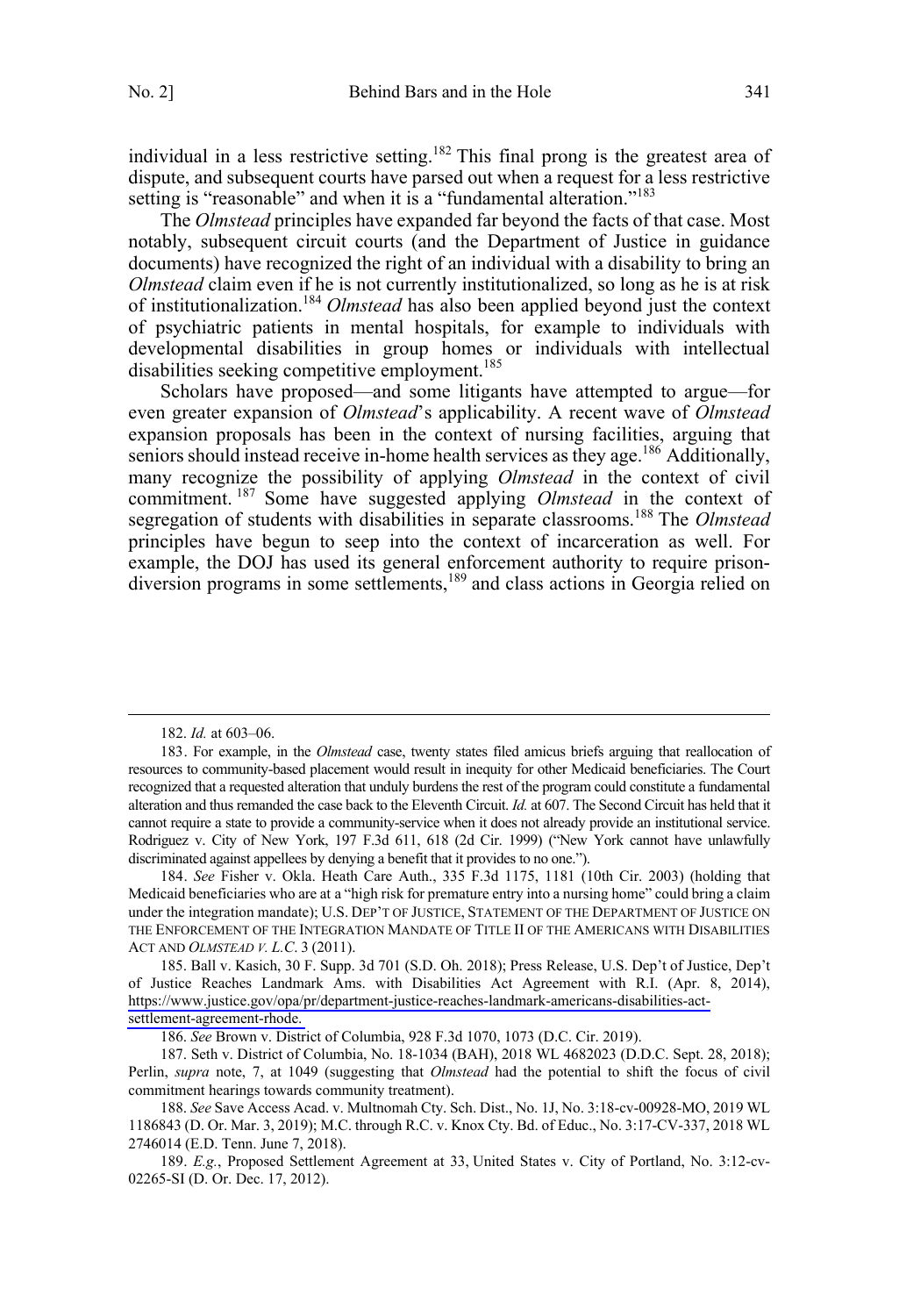individual in a less restrictive setting.[182] This final prong is the greatest area of dispute, and subsequent courts have parsed out when a request for a less restrictive setting is "reasonable" and when it is a "fundamental alteration."[183]

The *Olmstead* principles have expanded far beyond the facts of that case. Most notably, subsequent circuit courts (and the Department of Justice in guidance documents) have recognized the right of an individual with a disability to bring an *Olmstead* claim even if he is not currently institutionalized, so long as he is at risk of institutionalization.[184] *Olmstead* has also been applied beyond just the context of psychiatric patients in mental hospitals, for example to individuals with developmental disabilities in group homes or individuals with intellectual disabilities seeking competitive employment.[185]

Scholars have proposed—and some litigants have attempted to argue—for even greater expansion of *Olmstead*'s applicability. A recent wave of *Olmstead* expansion proposals has been in the context of nursing facilities, arguing that seniors should instead receive in-home health services as they age.[186] Additionally, many recognize the possibility of applying *Olmstead* in the context of civil commitment.[187] Some have suggested applying *Olmstead* in the context of segregation of students with disabilities in separate classrooms.[188] The *Olmstead* principles have begun to seep into the context of incarceration as well. For example, the DOJ has used its general enforcement authority to require prison-diversion programs in some settlements,[189] and class actions in Georgia relied on

---

182. *Id.* at 603–06.

183. For example, in the *Olmstead* case, twenty states filed amicus briefs arguing that reallocation of resources to community-based placement would result in inequity for other Medicaid beneficiaries. The Court recognized that a requested alteration that unduly burdens the rest of the program could constitute a fundamental alteration and thus remanded the case back to the Eleventh Circuit. *Id.* at 607. The Second Circuit has held that it cannot require a state to provide a community-service when it does not already provide an institutional service. Rodriguez v. City of New York, 197 F.3d 611, 618 (2d Cir. 1999) ("New York cannot have unlawfully discriminated against appellees by denying a benefit that it provides to no one.").

184. *See* Fisher v. Okla. Heath Care Auth., 335 F.3d 1175, 1181 (10th Cir. 2003) (holding that Medicaid beneficiaries who are at a "high risk for premature entry into a nursing home" could bring a claim under the integration mandate); U.S. DEP'T OF JUSTICE, STATEMENT OF THE DEPARTMENT OF JUSTICE ON THE ENFORCEMENT OF THE INTEGRATION MANDATE OF TITLE II OF THE AMERICANS WITH DISABILITIES ACT AND *OLMSTEAD V. L.C*. 3 (2011).

185. Ball v. Kasich, 30 F. Supp. 3d 701 (S.D. Oh. 2018); Press Release, U.S. Dep't of Justice, Dep't of Justice Reaches Landmark Ams. with Disabilities Act Agreement with R.I. (Apr. 8, 2014), https://www.justice.gov/opa/pr/department-justice-reaches-landmark-americans-disabilities-act-settlement-agreement-rhode.

186. *See* Brown v. District of Columbia, 928 F.3d 1070, 1073 (D.C. Cir. 2019).

187. Seth v. District of Columbia, No. 18-1034 (BAH), 2018 WL 4682023 (D.D.C. Sept. 28, 2018); Perlin, *supra* note, 7, at 1049 (suggesting that *Olmstead* had the potential to shift the focus of civil commitment hearings towards community treatment).

188. *See* Save Access Acad. v. Multnomah Cty. Sch. Dist., No. 1J, No. 3:18-cv-00928-MO, 2019 WL 1186843 (D. Or. Mar. 3, 2019); M.C. through R.C. v. Knox Cty. Bd. of Educ., No. 3:17-CV-337, 2018 WL 2746014 (E.D. Tenn. June 7, 2018).

189. *E.g.*, Proposed Settlement Agreement at 33, United States v. City of Portland, No. 3:12-cv-02265-SI (D. Or. Dec. 17, 2012).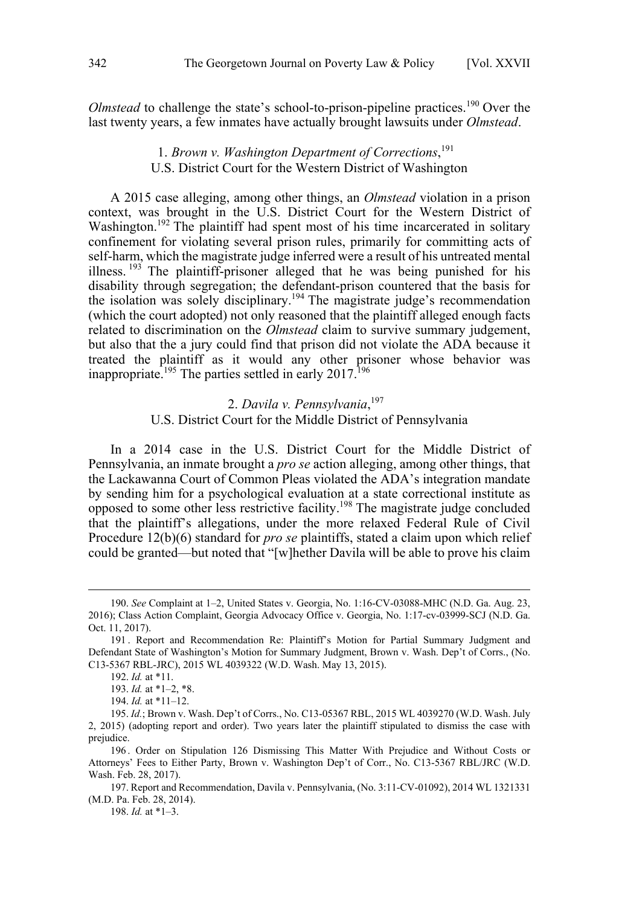*Olmstead* to challenge the state's school-to-prison-pipeline practices.[190] Over the last twenty years, a few inmates have actually brought lawsuits under *Olmstead*.

### 1. *Brown v. Washington Department of Corrections*,[191] U.S. District Court for the Western District of Washington

A 2015 case alleging, among other things, an *Olmstead* violation in a prison context, was brought in the U.S. District Court for the Western District of Washington.[192] The plaintiff had spent most of his time incarcerated in solitary confinement for violating several prison rules, primarily for committing acts of self-harm, which the magistrate judge inferred were a result of his untreated mental illness.[193] The plaintiff-prisoner alleged that he was being punished for his disability through segregation; the defendant-prison countered that the basis for the isolation was solely disciplinary.[194] The magistrate judge's recommendation (which the court adopted) not only reasoned that the plaintiff alleged enough facts related to discrimination on the *Olmstead* claim to survive summary judgement, but also that the a jury could find that prison did not violate the ADA because it treated the plaintiff as it would any other prisoner whose behavior was inappropriate.[195] The parties settled in early 2017.[196]

### 2. *Davila v. Pennsylvania*,[197] U.S. District Court for the Middle District of Pennsylvania

In a 2014 case in the U.S. District Court for the Middle District of Pennsylvania, an inmate brought a *pro se* action alleging, among other things, that the Lackawanna Court of Common Pleas violated the ADA's integration mandate by sending him for a psychological evaluation at a state correctional institute as opposed to some other less restrictive facility.[198] The magistrate judge concluded that the plaintiff's allegations, under the more relaxed Federal Rule of Civil Procedure 12(b)(6) standard for *pro se* plaintiffs, stated a claim upon which relief could be granted—but noted that "[w]hether Davila will be able to prove his claim

---

190. *See* Complaint at 1–2, United States v. Georgia, No. 1:16-CV-03088-MHC (N.D. Ga. Aug. 23, 2016); Class Action Complaint, Georgia Advocacy Office v. Georgia, No. 1:17-cv-03999-SCJ (N.D. Ga. Oct. 11, 2017).

191. Report and Recommendation Re: Plaintiff's Motion for Partial Summary Judgment and Defendant State of Washington's Motion for Summary Judgment, Brown v. Wash. Dep't of Corrs., (No. C13-5367 RBL-JRC), 2015 WL 4039322 (W.D. Wash. May 13, 2015).

192. *Id.* at *11.

193. *Id.* at *1–2, *8.

194. *Id.* at *11–12.

195. *Id.*; Brown v. Wash. Dep't of Corrs., No. C13-05367 RBL, 2015 WL 4039270 (W.D. Wash. July 2, 2015) (adopting report and order). Two years later the plaintiff stipulated to dismiss the case with prejudice.

196. Order on Stipulation 126 Dismissing This Matter With Prejudice and Without Costs or Attorneys' Fees to Either Party, Brown v. Washington Dep't of Corr., No. C13-5367 RBL/JRC (W.D. Wash. Feb. 28, 2017).

197. Report and Recommendation, Davila v. Pennsylvania, (No. 3:11-CV-01092), 2014 WL 1321331 (M.D. Pa. Feb. 28, 2014).

198. *Id.* at *1–3.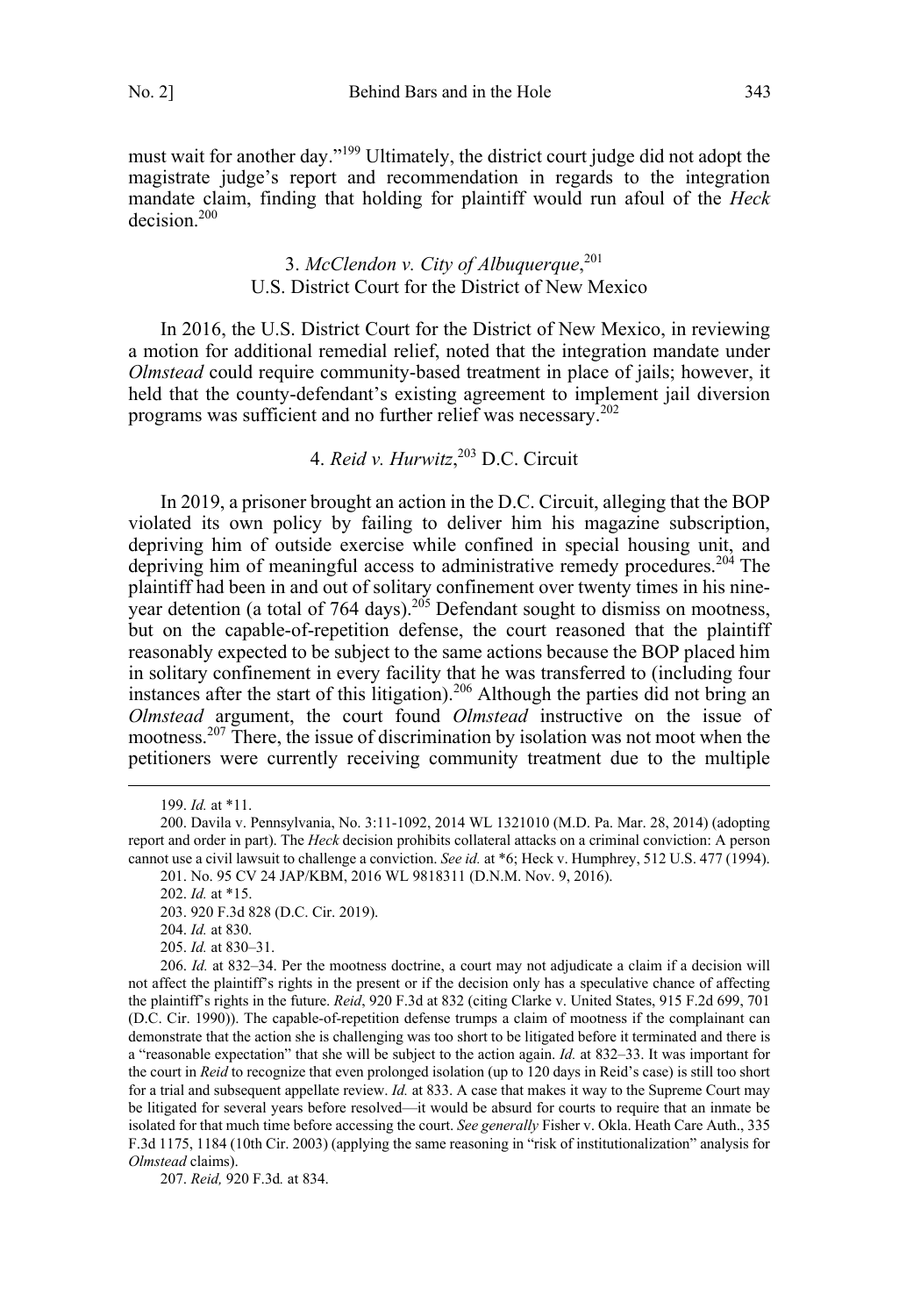must wait for another day."[199] Ultimately, the district court judge did not adopt the magistrate judge's report and recommendation in regards to the integration mandate claim, finding that holding for plaintiff would run afoul of the *Heck* decision.[200]

### 3. *McClendon v. City of Albuquerque*,[201] U.S. District Court for the District of New Mexico

In 2016, the U.S. District Court for the District of New Mexico, in reviewing a motion for additional remedial relief, noted that the integration mandate under *Olmstead* could require community-based treatment in place of jails; however, it held that the county-defendant's existing agreement to implement jail diversion programs was sufficient and no further relief was necessary.[202]

### 4. *Reid v. Hurwitz*,[203] D.C. Circuit

In 2019, a prisoner brought an action in the D.C. Circuit, alleging that the BOP violated its own policy by failing to deliver him his magazine subscription, depriving him of outside exercise while confined in special housing unit, and depriving him of meaningful access to administrative remedy procedures.[204] The plaintiff had been in and out of solitary confinement over twenty times in his nine-year detention (a total of 764 days).[205] Defendant sought to dismiss on mootness, but on the capable-of-repetition defense, the court reasoned that the plaintiff reasonably expected to be subject to the same actions because the BOP placed him in solitary confinement in every facility that he was transferred to (including four instances after the start of this litigation).[206] Although the parties did not bring an *Olmstead* argument, the court found *Olmstead* instructive on the issue of mootness.[207] There, the issue of discrimination by isolation was not moot when the petitioners were currently receiving community treatment due to the multiple

---

199. *Id.* at *11.

200. Davila v. Pennsylvania, No. 3:11-1092, 2014 WL 1321010 (M.D. Pa. Mar. 28, 2014) (adopting report and order in part). The *Heck* decision prohibits collateral attacks on a criminal conviction: A person cannot use a civil lawsuit to challenge a conviction. *See id.* at *6; Heck v. Humphrey, 512 U.S. 477 (1994).

201. No. 95 CV 24 JAP/KBM, 2016 WL 9818311 (D.N.M. Nov. 9, 2016).

202. *Id.* at *15.

203. 920 F.3d 828 (D.C. Cir. 2019).

204. *Id.* at 830.

205. *Id.* at 830–31.

206. *Id.* at 832–34. Per the mootness doctrine, a court may not adjudicate a claim if a decision will not affect the plaintiff's rights in the present or if the decision only has a speculative chance of affecting the plaintiff's rights in the future. *Reid*, 920 F.3d at 832 (citing Clarke v. United States, 915 F.2d 699, 701 (D.C. Cir. 1990)). The capable-of-repetition defense trumps a claim of mootness if the complainant can demonstrate that the action she is challenging was too short to be litigated before it terminated and there is a "reasonable expectation" that she will be subject to the action again. *Id.* at 832–33. It was important for the court in *Reid* to recognize that even prolonged isolation (up to 120 days in Reid's case) is still too short for a trial and subsequent appellate review. *Id.* at 833. A case that makes it way to the Supreme Court may be litigated for several years before resolved—it would be absurd for courts to require that an inmate be isolated for that much time before accessing the court. *See generally* Fisher v. Okla. Heath Care Auth., 335 F.3d 1175, 1184 (10th Cir. 2003) (applying the same reasoning in "risk of institutionalization" analysis for *Olmstead* claims).

207. *Reid,* 920 F.3d*.* at 834.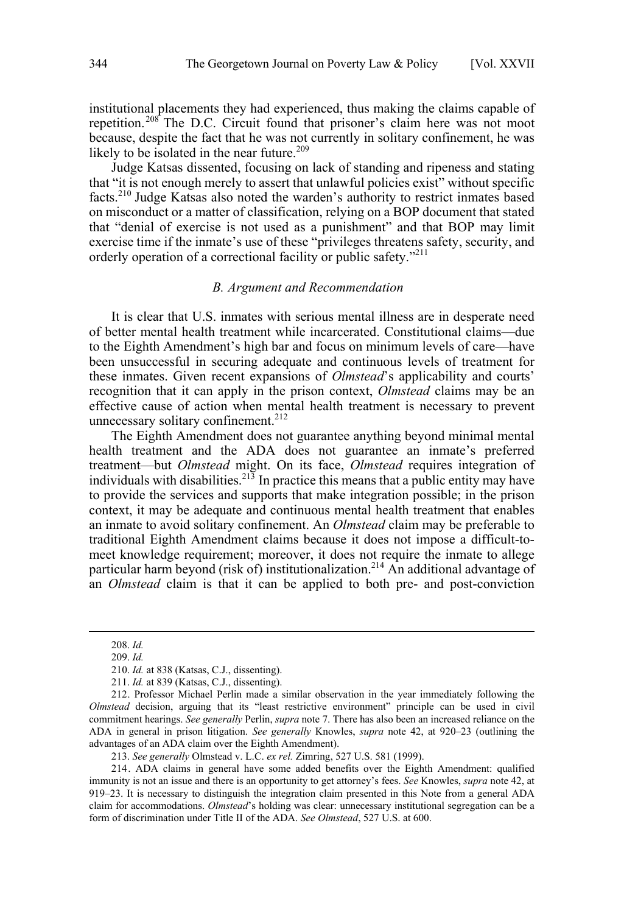institutional placements they had experienced, thus making the claims capable of repetition.[208] The D.C. Circuit found that prisoner's claim here was not moot because, despite the fact that he was not currently in solitary confinement, he was likely to be isolated in the near future.[209]

Judge Katsas dissented, focusing on lack of standing and ripeness and stating that "it is not enough merely to assert that unlawful policies exist" without specific facts.[210] Judge Katsas also noted the warden's authority to restrict inmates based on misconduct or a matter of classification, relying on a BOP document that stated that "denial of exercise is not used as a punishment" and that BOP may limit exercise time if the inmate's use of these "privileges threatens safety, security, and orderly operation of a correctional facility or public safety."[211]

### *B. Argument and Recommendation*

It is clear that U.S. inmates with serious mental illness are in desperate need of better mental health treatment while incarcerated. Constitutional claims—due to the Eighth Amendment's high bar and focus on minimum levels of care—have been unsuccessful in securing adequate and continuous levels of treatment for these inmates. Given recent expansions of *Olmstead*'s applicability and courts' recognition that it can apply in the prison context, *Olmstead* claims may be an effective cause of action when mental health treatment is necessary to prevent unnecessary solitary confinement.[212]

The Eighth Amendment does not guarantee anything beyond minimal mental health treatment and the ADA does not guarantee an inmate's preferred treatment—but *Olmstead* might. On its face, *Olmstead* requires integration of individuals with disabilities.[213] In practice this means that a public entity may have to provide the services and supports that make integration possible; in the prison context, it may be adequate and continuous mental health treatment that enables an inmate to avoid solitary confinement. An *Olmstead* claim may be preferable to traditional Eighth Amendment claims because it does not impose a difficult-to-meet knowledge requirement; moreover, it does not require the inmate to allege particular harm beyond (risk of) institutionalization.[214] An additional advantage of an *Olmstead* claim is that it can be applied to both pre- and post-conviction

---

208. *Id.*

209. *Id.*

210. *Id.* at 838 (Katsas, C.J., dissenting).

211. *Id.* at 839 (Katsas, C.J., dissenting).

212. Professor Michael Perlin made a similar observation in the year immediately following the *Olmstead* decision, arguing that its "least restrictive environment" principle can be used in civil commitment hearings. *See generally* Perlin, *supra* note 7. There has also been an increased reliance on the ADA in general in prison litigation. *See generally* Knowles, *supra* note 42, at 920–23 (outlining the advantages of an ADA claim over the Eighth Amendment).

213. *See generally* Olmstead v. L.C. *ex rel.* Zimring, 527 U.S. 581 (1999).

214. ADA claims in general have some added benefits over the Eighth Amendment: qualified immunity is not an issue and there is an opportunity to get attorney's fees. *See* Knowles, *supra* note 42, at 919–23. It is necessary to distinguish the integration claim presented in this Note from a general ADA claim for accommodations. *Olmstead*'s holding was clear: unnecessary institutional segregation can be a form of discrimination under Title II of the ADA. *See Olmstead*, 527 U.S. at 600.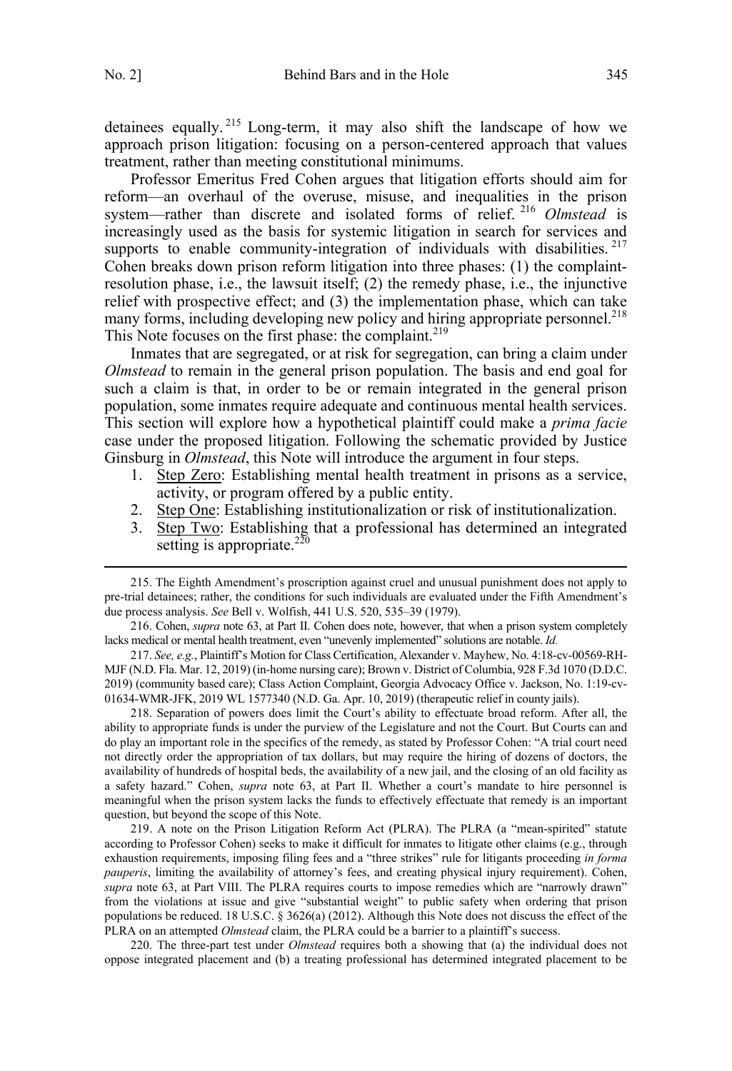detainees equally.[215] Long-term, it may also shift the landscape of how we approach prison litigation: focusing on a person-centered approach that values treatment, rather than meeting constitutional minimums.

Professor Emeritus Fred Cohen argues that litigation efforts should aim for reform—an overhaul of the overuse, misuse, and inequalities in the prison system—rather than discrete and isolated forms of relief.[216] *Olmstead* is increasingly used as the basis for systemic litigation in search for services and supports to enable community-integration of individuals with disabilities.[217] Cohen breaks down prison reform litigation into three phases: (1) the complaint-resolution phase, i.e., the lawsuit itself; (2) the remedy phase, i.e., the injunctive relief with prospective effect; and (3) the implementation phase, which can take many forms, including developing new policy and hiring appropriate personnel.[218] This Note focuses on the first phase: the complaint.[219]

Inmates that are segregated, or at risk for segregation, can bring a claim under *Olmstead* to remain in the general prison population. The basis and end goal for such a claim is that, in order to be or remain integrated in the general prison population, some inmates require adequate and continuous mental health services. This section will explore how a hypothetical plaintiff could make a *prima facie* case under the proposed litigation. Following the schematic provided by Justice Ginsburg in *Olmstead*, this Note will introduce the argument in four steps.

1. Step Zero: Establishing mental health treatment in prisons as a service, activity, or program offered by a public entity.
2. Step One: Establishing institutionalization or risk of institutionalization.
3. Step Two: Establishing that a professional has determined an integrated setting is appropriate.[220]

---

215. The Eighth Amendment's proscription against cruel and unusual punishment does not apply to pre-trial detainees; rather, the conditions for such individuals are evaluated under the Fifth Amendment's due process analysis. *See* Bell v. Wolfish, 441 U.S. 520, 535–39 (1979).

216. Cohen, *supra* note 63, at Part II. Cohen does note, however, that when a prison system completely lacks medical or mental health treatment, even "unevenly implemented" solutions are notable. *Id.*

217. *See, e.g.*, Plaintiff's Motion for Class Certification, Alexander v. Mayhew, No. 4:18-cv-00569-RH-MJF (N.D. Fla. Mar. 12, 2019) (in-home nursing care); Brown v. District of Columbia, 928 F.3d 1070 (D.D.C. 2019) (community based care); Class Action Complaint, Georgia Advocacy Office v. Jackson, No. 1:19-cv-01634-WMR-JFK, 2019 WL 1577340 (N.D. Ga. Apr. 10, 2019) (therapeutic relief in county jails).

218. Separation of powers does limit the Court's ability to effectuate broad reform. After all, the ability to appropriate funds is under the purview of the Legislature and not the Court. But Courts can and do play an important role in the specifics of the remedy, as stated by Professor Cohen: "A trial court need not directly order the appropriation of tax dollars, but may require the hiring of dozens of doctors, the availability of hundreds of hospital beds, the availability of a new jail, and the closing of an old facility as a safety hazard." Cohen, *supra* note 63, at Part II. Whether a court's mandate to hire personnel is meaningful when the prison system lacks the funds to effectively effectuate that remedy is an important question, but beyond the scope of this Note.

219. A note on the Prison Litigation Reform Act (PLRA). The PLRA (a "mean-spirited" statute according to Professor Cohen) seeks to make it difficult for inmates to litigate other claims (e.g., through exhaustion requirements, imposing filing fees and a "three strikes" rule for litigants proceeding *in forma pauperis*, limiting the availability of attorney's fees, and creating physical injury requirement). Cohen, *supra* note 63, at Part VIII. The PLRA requires courts to impose remedies which are "narrowly drawn" from the violations at issue and give "substantial weight" to public safety when ordering that prison populations be reduced. 18 U.S.C. § 3626(a) (2012). Although this Note does not discuss the effect of the PLRA on an attempted *Olmstead* claim, the PLRA could be a barrier to a plaintiff's success.

220. The three-part test under *Olmstead* requires both a showing that (a) the individual does not oppose integrated placement and (b) a treating professional has determined integrated placement to be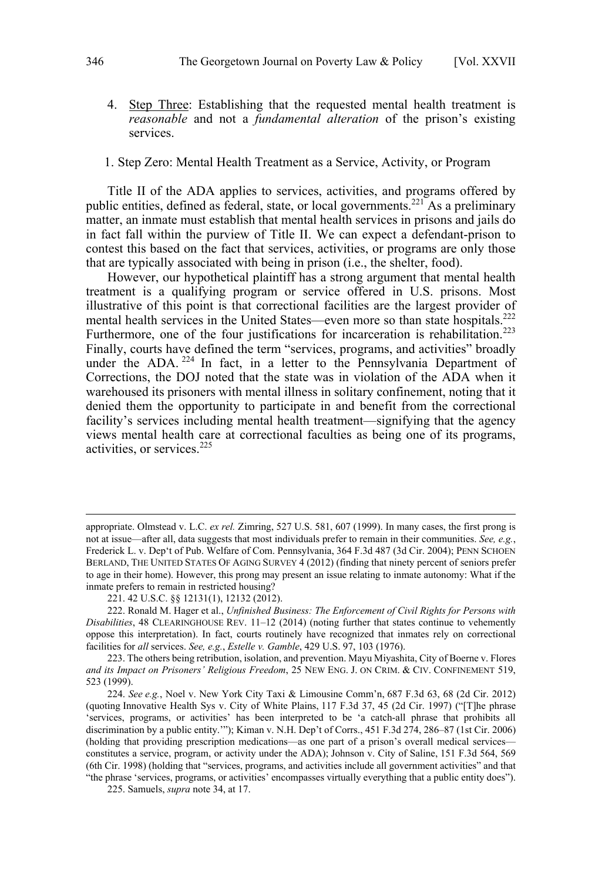4. Step Three: Establishing that the requested mental health treatment is *reasonable* and not a *fundamental alteration* of the prison's existing services.

### 1. Step Zero: Mental Health Treatment as a Service, Activity, or Program

Title II of the ADA applies to services, activities, and programs offered by public entities, defined as federal, state, or local governments.[221] As a preliminary matter, an inmate must establish that mental health services in prisons and jails do in fact fall within the purview of Title II. We can expect a defendant-prison to contest this based on the fact that services, activities, or programs are only those that are typically associated with being in prison (i.e., the shelter, food).

However, our hypothetical plaintiff has a strong argument that mental health treatment is a qualifying program or service offered in U.S. prisons. Most illustrative of this point is that correctional facilities are the largest provider of mental health services in the United States—even more so than state hospitals.[222] Furthermore, one of the four justifications for incarceration is rehabilitation.[223] Finally, courts have defined the term "services, programs, and activities" broadly under the ADA.[224] In fact, in a letter to the Pennsylvania Department of Corrections, the DOJ noted that the state was in violation of the ADA when it warehoused its prisoners with mental illness in solitary confinement, noting that it denied them the opportunity to participate in and benefit from the correctional facility's services including mental health treatment—signifying that the agency views mental health care at correctional faculties as being one of its programs, activities, or services.[225]

---

appropriate. Olmstead v. L.C. *ex rel.* Zimring, 527 U.S. 581, 607 (1999). In many cases, the first prong is not at issue—after all, data suggests that most individuals prefer to remain in their communities. *See, e.g.*, Frederick L. v. Dep't of Pub. Welfare of Com. Pennsylvania, 364 F.3d 487 (3d Cir. 2004); PENN SCHOEN BERLAND, THE UNITED STATES OF AGING SURVEY 4 (2012) (finding that ninety percent of seniors prefer to age in their home). However, this prong may present an issue relating to inmate autonomy: What if the inmate prefers to remain in restricted housing?

221. 42 U.S.C. §§ 12131(1), 12132 (2012).

222. Ronald M. Hager et al., *Unfinished Business: The Enforcement of Civil Rights for Persons with Disabilities*, 48 CLEARINGHOUSE REV. 11–12 (2014) (noting further that states continue to vehemently oppose this interpretation). In fact, courts routinely have recognized that inmates rely on correctional facilities for *all* services. *See, e.g.*, *Estelle v. Gamble*, 429 U.S. 97, 103 (1976).

223. The others being retribution, isolation, and prevention. Mayu Miyashita, City of Boerne v. Flores *and its Impact on Prisoners' Religious Freedom*, 25 NEW ENG. J. ON CRIM. & CIV. CONFINEMENT 519, 523 (1999).

224. *See e.g.*, Noel v. New York City Taxi & Limousine Comm'n, 687 F.3d 63, 68 (2d Cir. 2012) (quoting Innovative Health Sys v. City of White Plains, 117 F.3d 37, 45 (2d Cir. 1997) ("[T]he phrase 'services, programs, or activities' has been interpreted to be 'a catch-all phrase that prohibits all discrimination by a public entity.'"); Kiman v. N.H. Dep't of Corrs., 451 F.3d 274, 286–87 (1st Cir. 2006) (holding that providing prescription medications—as one part of a prison's overall medical services—constitutes a service, program, or activity under the ADA); Johnson v. City of Saline, 151 F.3d 564, 569 (6th Cir. 1998) (holding that "services, programs, and activities include all government activities" and that "the phrase 'services, programs, or activities' encompasses virtually everything that a public entity does").

225. Samuels, *supra* note 34, at 17.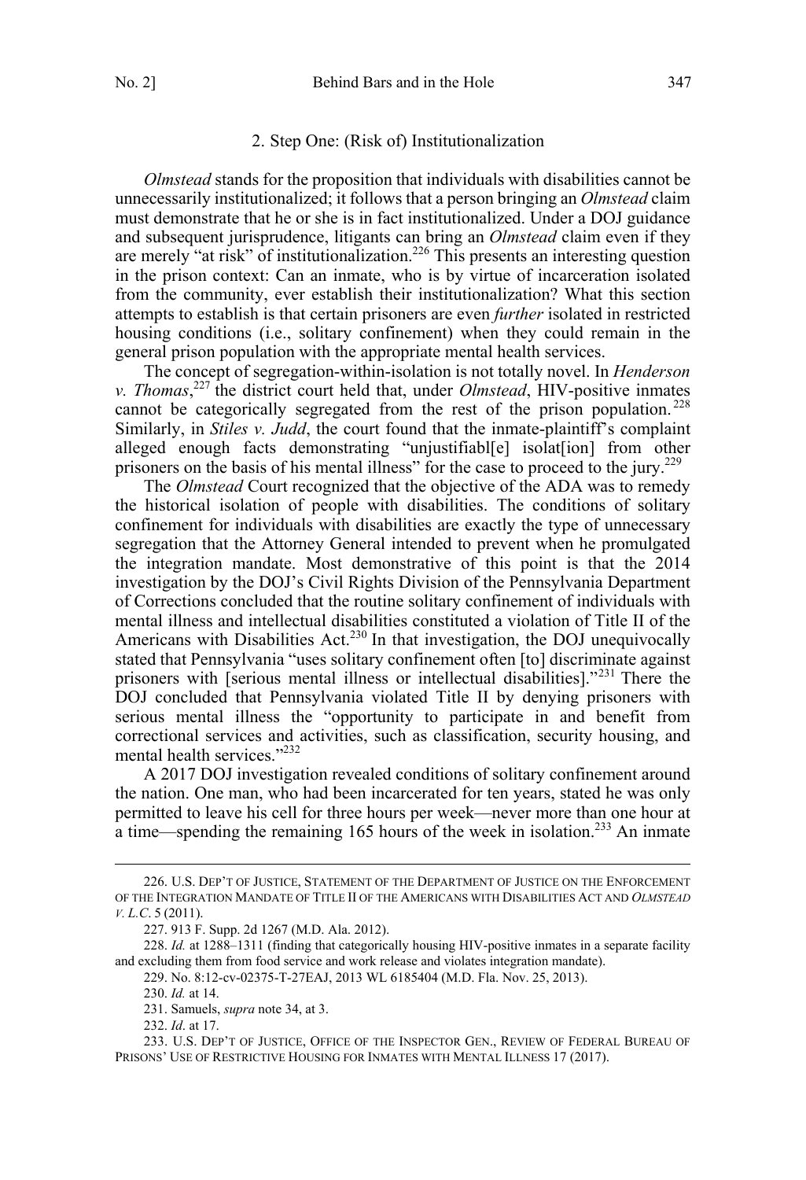### 2. Step One: (Risk of) Institutionalization

*Olmstead* stands for the proposition that individuals with disabilities cannot be unnecessarily institutionalized; it follows that a person bringing an *Olmstead* claim must demonstrate that he or she is in fact institutionalized. Under a DOJ guidance and subsequent jurisprudence, litigants can bring an *Olmstead* claim even if they are merely "at risk" of institutionalization.[226] This presents an interesting question in the prison context: Can an inmate, who is by virtue of incarceration isolated from the community, ever establish their institutionalization? What this section attempts to establish is that certain prisoners are even *further* isolated in restricted housing conditions (i.e., solitary confinement) when they could remain in the general prison population with the appropriate mental health services.

The concept of segregation-within-isolation is not totally novel. In *Henderson v. Thomas*,[227] the district court held that, under *Olmstead*, HIV-positive inmates cannot be categorically segregated from the rest of the prison population.[228] Similarly, in *Stiles v. Judd*, the court found that the inmate-plaintiff's complaint alleged enough facts demonstrating "unjustifiabl[e] isolat[ion] from other prisoners on the basis of his mental illness" for the case to proceed to the jury.[229]

The *Olmstead* Court recognized that the objective of the ADA was to remedy the historical isolation of people with disabilities. The conditions of solitary confinement for individuals with disabilities are exactly the type of unnecessary segregation that the Attorney General intended to prevent when he promulgated the integration mandate. Most demonstrative of this point is that the 2014 investigation by the DOJ's Civil Rights Division of the Pennsylvania Department of Corrections concluded that the routine solitary confinement of individuals with mental illness and intellectual disabilities constituted a violation of Title II of the Americans with Disabilities Act.[230] In that investigation, the DOJ unequivocally stated that Pennsylvania "uses solitary confinement often [to] discriminate against prisoners with [serious mental illness or intellectual disabilities]."[231] There the DOJ concluded that Pennsylvania violated Title II by denying prisoners with serious mental illness the "opportunity to participate in and benefit from correctional services and activities, such as classification, security housing, and mental health services."[232]

A 2017 DOJ investigation revealed conditions of solitary confinement around the nation. One man, who had been incarcerated for ten years, stated he was only permitted to leave his cell for three hours per week—never more than one hour at a time—spending the remaining 165 hours of the week in isolation.[233] An inmate

---

226. U.S. DEP'T OF JUSTICE, STATEMENT OF THE DEPARTMENT OF JUSTICE ON THE ENFORCEMENT OF THE INTEGRATION MANDATE OF TITLE II OF THE AMERICANS WITH DISABILITIES ACT AND *OLMSTEAD V. L.C*. 5 (2011).

227. 913 F. Supp. 2d 1267 (M.D. Ala. 2012).

228. *Id.* at 1288–1311 (finding that categorically housing HIV-positive inmates in a separate facility and excluding them from food service and work release and violates integration mandate).

229. No. 8:12-cv-02375-T-27EAJ, 2013 WL 6185404 (M.D. Fla. Nov. 25, 2013).

230. *Id.* at 14.

231. Samuels, *supra* note 34, at 3.

232. *Id*. at 17.

233. U.S. DEP'T OF JUSTICE, OFFICE OF THE INSPECTOR GEN., REVIEW OF FEDERAL BUREAU OF PRISONS' USE OF RESTRICTIVE HOUSING FOR INMATES WITH MENTAL ILLNESS 17 (2017).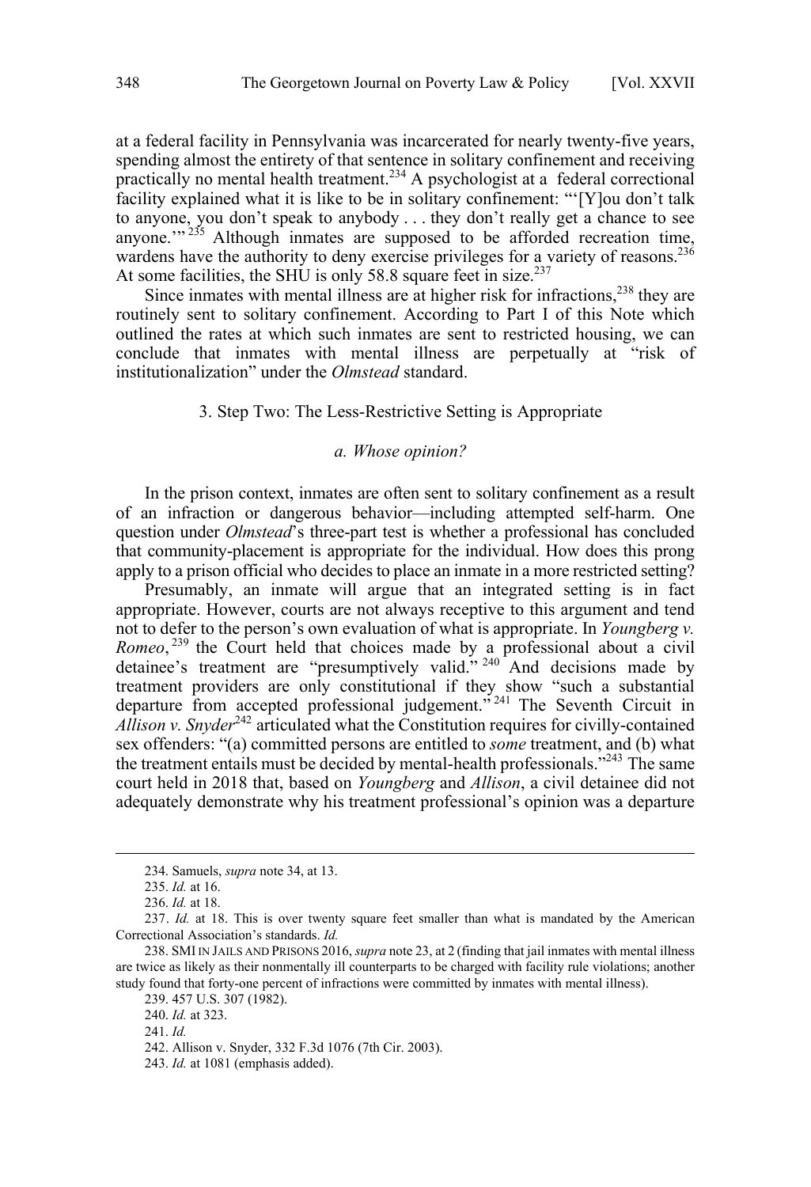at a federal facility in Pennsylvania was incarcerated for nearly twenty-five years, spending almost the entirety of that sentence in solitary confinement and receiving practically no mental health treatment.[234] A psychologist at a federal correctional facility explained what it is like to be in solitary confinement: "'[Y]ou don't talk to anyone, you don't speak to anybody . . . they don't really get a chance to see anyone.'"[235] Although inmates are supposed to be afforded recreation time, wardens have the authority to deny exercise privileges for a variety of reasons.[236] At some facilities, the SHU is only 58.8 square feet in size.[237]

Since inmates with mental illness are at higher risk for infractions,[238] they are routinely sent to solitary confinement. According to Part I of this Note which outlined the rates at which such inmates are sent to restricted housing, we can conclude that inmates with mental illness are perpetually at "risk of institutionalization" under the *Olmstead* standard.

### 3. Step Two: The Less-Restrictive Setting is Appropriate

#### *a. Whose opinion?*

In the prison context, inmates are often sent to solitary confinement as a result of an infraction or dangerous behavior—including attempted self-harm. One question under *Olmstead*'s three-part test is whether a professional has concluded that community-placement is appropriate for the individual. How does this prong apply to a prison official who decides to place an inmate in a more restricted setting?

Presumably, an inmate will argue that an integrated setting is in fact appropriate. However, courts are not always receptive to this argument and tend not to defer to the person's own evaluation of what is appropriate. In *Youngberg v. Romeo*,[239] the Court held that choices made by a professional about a civil detainee's treatment are "presumptively valid."[240] And decisions made by treatment providers are only constitutional if they show "such a substantial departure from accepted professional judgement."[241] The Seventh Circuit in *Allison v. Snyder*[242] articulated what the Constitution requires for civilly-contained sex offenders: "(a) committed persons are entitled to *some* treatment, and (b) what the treatment entails must be decided by mental-health professionals."[243] The same court held in 2018 that, based on *Youngberg* and *Allison*, a civil detainee did not adequately demonstrate why his treatment professional's opinion was a departure

---

234. Samuels, *supra* note 34, at 13.

235. *Id.* at 16.

236. *Id.* at 18.

237. *Id.* at 18. This is over twenty square feet smaller than what is mandated by the American Correctional Association's standards. *Id.*

238. SMI IN JAILS AND PRISONS 2016, *supra* note 23, at 2 (finding that jail inmates with mental illness are twice as likely as their nonmentally ill counterparts to be charged with facility rule violations; another study found that forty-one percent of infractions were committed by inmates with mental illness).

239. 457 U.S. 307 (1982).

240. *Id.* at 323.

241. *Id.*

242. Allison v. Snyder, 332 F.3d 1076 (7th Cir. 2003).

243. *Id.* at 1081 (emphasis added).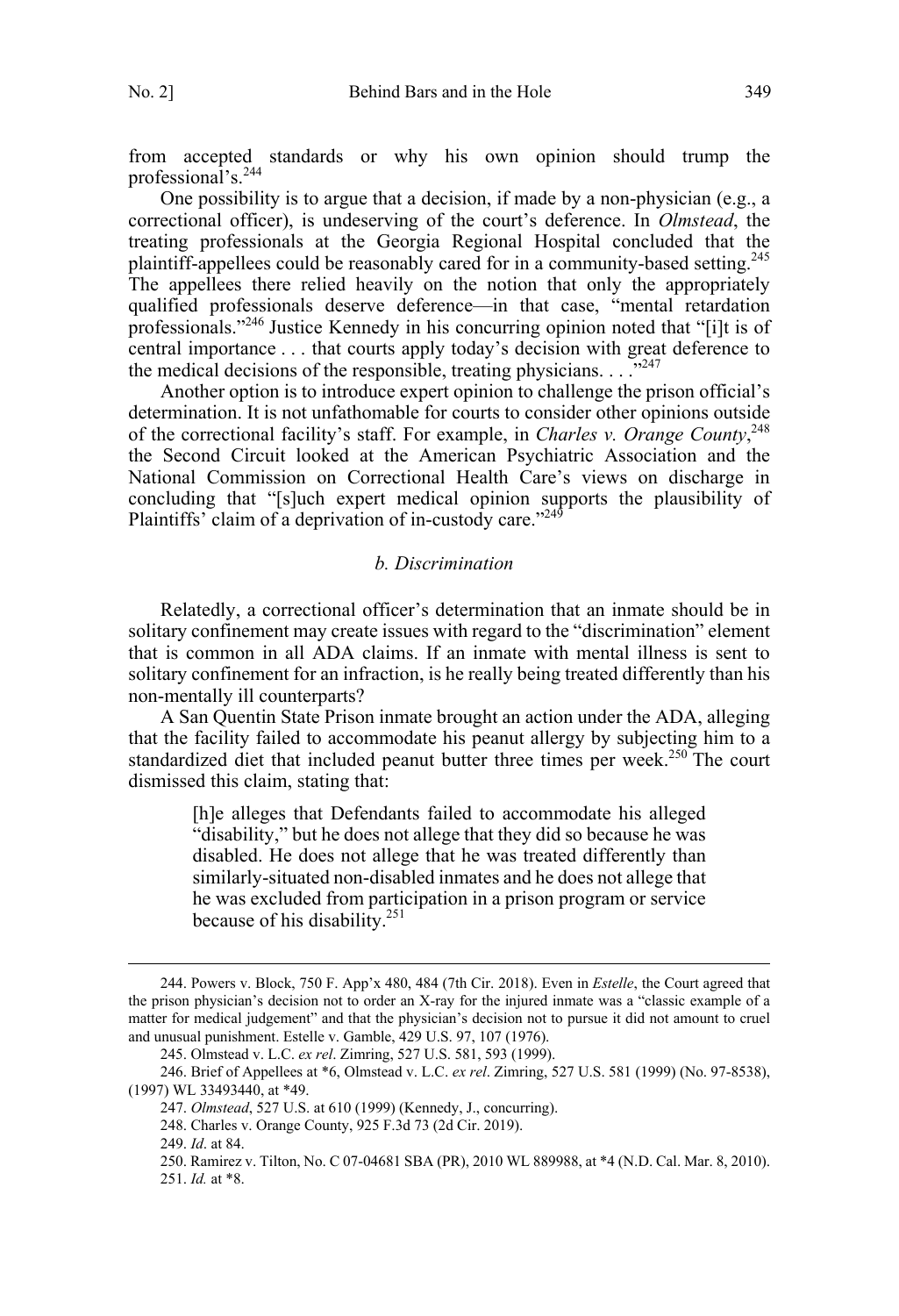from accepted standards or why his own opinion should trump the professional's.[244]

One possibility is to argue that a decision, if made by a non-physician (e.g., a correctional officer), is undeserving of the court's deference. In *Olmstead*, the treating professionals at the Georgia Regional Hospital concluded that the plaintiff-appellees could be reasonably cared for in a community-based setting.[245] The appellees there relied heavily on the notion that only the appropriately qualified professionals deserve deference—in that case, "mental retardation professionals."[246] Justice Kennedy in his concurring opinion noted that "[i]t is of central importance . . . that courts apply today's decision with great deference to the medical decisions of the responsible, treating physicians. . . ."[247]

Another option is to introduce expert opinion to challenge the prison official's determination. It is not unfathomable for courts to consider other opinions outside of the correctional facility's staff. For example, in *Charles v. Orange County*,[248] the Second Circuit looked at the American Psychiatric Association and the National Commission on Correctional Health Care's views on discharge in concluding that "[s]uch expert medical opinion supports the plausibility of Plaintiffs' claim of a deprivation of in-custody care."[249]

### *b. Discrimination*

Relatedly, a correctional officer's determination that an inmate should be in solitary confinement may create issues with regard to the "discrimination" element that is common in all ADA claims. If an inmate with mental illness is sent to solitary confinement for an infraction, is he really being treated differently than his non-mentally ill counterparts?

A San Quentin State Prison inmate brought an action under the ADA, alleging that the facility failed to accommodate his peanut allergy by subjecting him to a standardized diet that included peanut butter three times per week.[250] The court dismissed this claim, stating that:

> [h]e alleges that Defendants failed to accommodate his alleged "disability," but he does not allege that they did so because he was disabled. He does not allege that he was treated differently than similarly-situated non-disabled inmates and he does not allege that he was excluded from participation in a prison program or service because of his disability.[251]

---

244. Powers v. Block, 750 F. App'x 480, 484 (7th Cir. 2018). Even in *Estelle*, the Court agreed that the prison physician's decision not to order an X-ray for the injured inmate was a "classic example of a matter for medical judgement" and that the physician's decision not to pursue it did not amount to cruel and unusual punishment. Estelle v. Gamble, 429 U.S. 97, 107 (1976).

245. Olmstead v. L.C. *ex rel*. Zimring, 527 U.S. 581, 593 (1999).

246. Brief of Appellees at *6, Olmstead v. L.C. *ex rel*. Zimring, 527 U.S. 581 (1999) (No. 97-8538), (1997) WL 33493440, at *49.

247. *Olmstead*, 527 U.S. at 610 (1999) (Kennedy, J., concurring).

248. Charles v. Orange County, 925 F.3d 73 (2d Cir. 2019).

249. *Id*. at 84.

250. Ramirez v. Tilton, No. C 07-04681 SBA (PR), 2010 WL 889988, at *4 (N.D. Cal. Mar. 8, 2010).

251. *Id.* at *8.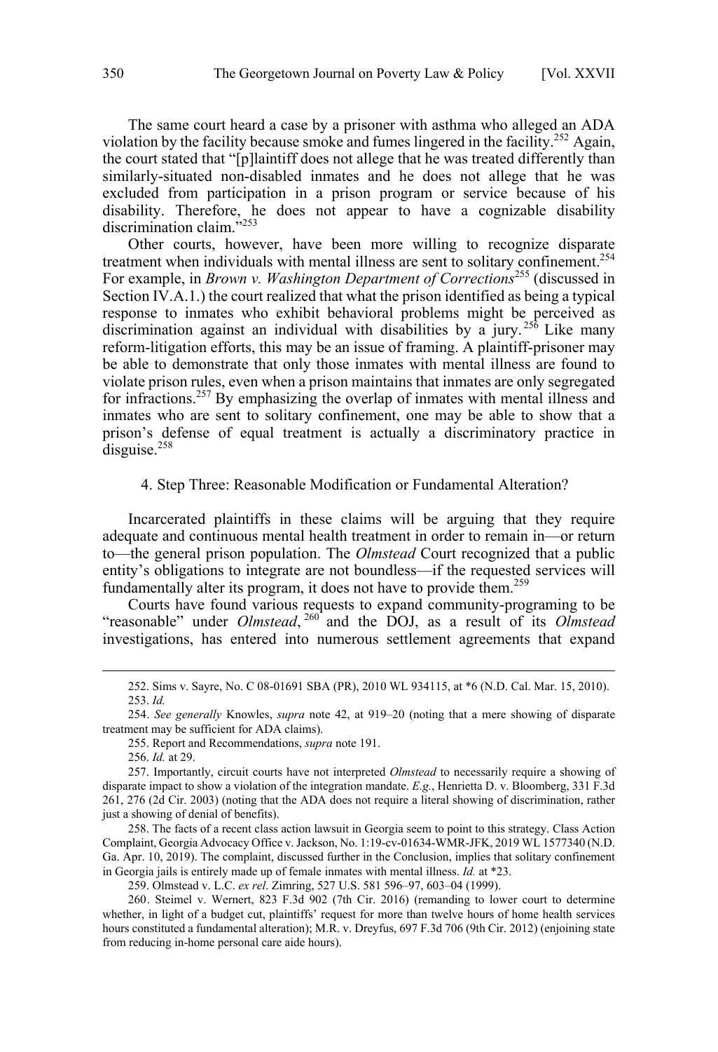The same court heard a case by a prisoner with asthma who alleged an ADA violation by the facility because smoke and fumes lingered in the facility.[252] Again, the court stated that "[p]laintiff does not allege that he was treated differently than similarly-situated non-disabled inmates and he does not allege that he was excluded from participation in a prison program or service because of his disability. Therefore, he does not appear to have a cognizable disability discrimination claim."[253]

Other courts, however, have been more willing to recognize disparate treatment when individuals with mental illness are sent to solitary confinement.[254] For example, in *Brown v. Washington Department of Corrections*[255] (discussed in Section IV.A.1.) the court realized that what the prison identified as being a typical response to inmates who exhibit behavioral problems might be perceived as discrimination against an individual with disabilities by a jury.[256] Like many reform-litigation efforts, this may be an issue of framing. A plaintiff-prisoner may be able to demonstrate that only those inmates with mental illness are found to violate prison rules, even when a prison maintains that inmates are only segregated for infractions.[257] By emphasizing the overlap of inmates with mental illness and inmates who are sent to solitary confinement, one may be able to show that a prison's defense of equal treatment is actually a discriminatory practice in disguise.[258]

#### 4. Step Three: Reasonable Modification or Fundamental Alteration?

Incarcerated plaintiffs in these claims will be arguing that they require adequate and continuous mental health treatment in order to remain in—or return to—the general prison population. The *Olmstead* Court recognized that a public entity's obligations to integrate are not boundless—if the requested services will fundamentally alter its program, it does not have to provide them.[259]

Courts have found various requests to expand community-programing to be "reasonable" under *Olmstead*,[260] and the DOJ, as a result of its *Olmstead* investigations, has entered into numerous settlement agreements that expand

---

252. Sims v. Sayre, No. C 08-01691 SBA (PR), 2010 WL 934115, at *6 (N.D. Cal. Mar. 15, 2010).

253. *Id.*

254. *See generally* Knowles, *supra* note 42, at 919–20 (noting that a mere showing of disparate treatment may be sufficient for ADA claims).

255. Report and Recommendations, *supra* note 191.

256. *Id.* at 29.

257. Importantly, circuit courts have not interpreted *Olmstead* to necessarily require a showing of disparate impact to show a violation of the integration mandate. *E.g.*, Henrietta D. v. Bloomberg, 331 F.3d 261, 276 (2d Cir. 2003) (noting that the ADA does not require a literal showing of discrimination, rather just a showing of denial of benefits).

258. The facts of a recent class action lawsuit in Georgia seem to point to this strategy. Class Action Complaint, Georgia Advocacy Office v. Jackson, No. 1:19-cv-01634-WMR-JFK, 2019 WL 1577340 (N.D. Ga. Apr. 10, 2019). The complaint, discussed further in the Conclusion, implies that solitary confinement in Georgia jails is entirely made up of female inmates with mental illness. *Id.* at *23.

259. Olmstead v. L.C. *ex rel*. Zimring, 527 U.S. 581 596–97, 603–04 (1999).

260. Steimel v. Wernert, 823 F.3d 902 (7th Cir. 2016) (remanding to lower court to determine whether, in light of a budget cut, plaintiffs' request for more than twelve hours of home health services hours constituted a fundamental alteration); M.R. v. Dreyfus, 697 F.3d 706 (9th Cir. 2012) (enjoining state from reducing in-home personal care aide hours).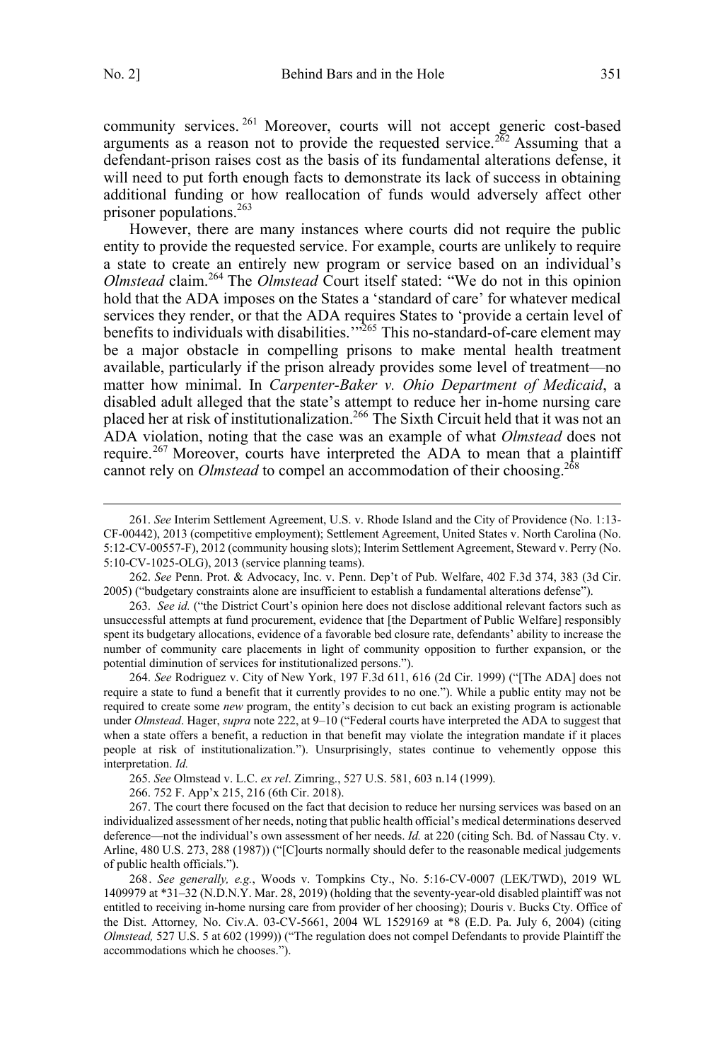community services.[261] Moreover, courts will not accept generic cost-based arguments as a reason not to provide the requested service.[262] Assuming that a defendant-prison raises cost as the basis of its fundamental alterations defense, it will need to put forth enough facts to demonstrate its lack of success in obtaining additional funding or how reallocation of funds would adversely affect other prisoner populations.[263]

However, there are many instances where courts did not require the public entity to provide the requested service. For example, courts are unlikely to require a state to create an entirely new program or service based on an individual's *Olmstead* claim.[264] The *Olmstead* Court itself stated: "We do not in this opinion hold that the ADA imposes on the States a 'standard of care' for whatever medical services they render, or that the ADA requires States to 'provide a certain level of benefits to individuals with disabilities.'"[265] This no-standard-of-care element may be a major obstacle in compelling prisons to make mental health treatment available, particularly if the prison already provides some level of treatment—no matter how minimal. In *Carpenter-Baker v. Ohio Department of Medicaid*, a disabled adult alleged that the state's attempt to reduce her in-home nursing care placed her at risk of institutionalization.[266] The Sixth Circuit held that it was not an ADA violation, noting that the case was an example of what *Olmstead* does not require.[267] Moreover, courts have interpreted the ADA to mean that a plaintiff cannot rely on *Olmstead* to compel an accommodation of their choosing.[268]

---

261. *See* Interim Settlement Agreement, U.S. v. Rhode Island and the City of Providence (No. 1:13-CF-00442), 2013 (competitive employment); Settlement Agreement, United States v. North Carolina (No. 5:12-CV-00557-F), 2012 (community housing slots); Interim Settlement Agreement, Steward v. Perry (No. 5:10-CV-1025-OLG), 2013 (service planning teams).

262. *See* Penn. Prot. & Advocacy, Inc. v. Penn. Dep't of Pub. Welfare, 402 F.3d 374, 383 (3d Cir. 2005) ("budgetary constraints alone are insufficient to establish a fundamental alterations defense").

263. *See id.* ("the District Court's opinion here does not disclose additional relevant factors such as unsuccessful attempts at fund procurement, evidence that [the Department of Public Welfare] responsibly spent its budgetary allocations, evidence of a favorable bed closure rate, defendants' ability to increase the number of community care placements in light of community opposition to further expansion, or the potential diminution of services for institutionalized persons.").

264. *See* Rodriguez v. City of New York, 197 F.3d 611, 616 (2d Cir. 1999) ("[The ADA] does not require a state to fund a benefit that it currently provides to no one."). While a public entity may not be required to create some *new* program, the entity's decision to cut back an existing program is actionable under *Olmstead*. Hager, *supra* note 222, at 9–10 ("Federal courts have interpreted the ADA to suggest that when a state offers a benefit, a reduction in that benefit may violate the integration mandate if it places people at risk of institutionalization."). Unsurprisingly, states continue to vehemently oppose this interpretation. *Id.*

265. *See* Olmstead v. L.C. *ex rel*. Zimring., 527 U.S. 581, 603 n.14 (1999).

266. 752 F. App'x 215, 216 (6th Cir. 2018).

267. The court there focused on the fact that decision to reduce her nursing services was based on an individualized assessment of her needs, noting that public health official's medical determinations deserved deference—not the individual's own assessment of her needs. *Id.* at 220 (citing Sch. Bd. of Nassau Cty. v. Arline, 480 U.S. 273, 288 (1987)) ("[C]ourts normally should defer to the reasonable medical judgements of public health officials.").

268. *See generally, e.g.*, Woods v. Tompkins Cty., No. 5:16-CV-0007 (LEK/TWD), 2019 WL 1409979 at *31–32 (N.D.N.Y. Mar. 28, 2019) (holding that the seventy-year-old disabled plaintiff was not entitled to receiving in-home nursing care from provider of her choosing); Douris v. Bucks Cty. Office of the Dist. Attorney*,* No. Civ.A. 03-CV-5661, 2004 WL 1529169 at *8 (E.D. Pa. July 6, 2004) (citing *Olmstead,* 527 U.S. 5 at 602 (1999)) ("The regulation does not compel Defendants to provide Plaintiff the accommodations which he chooses.").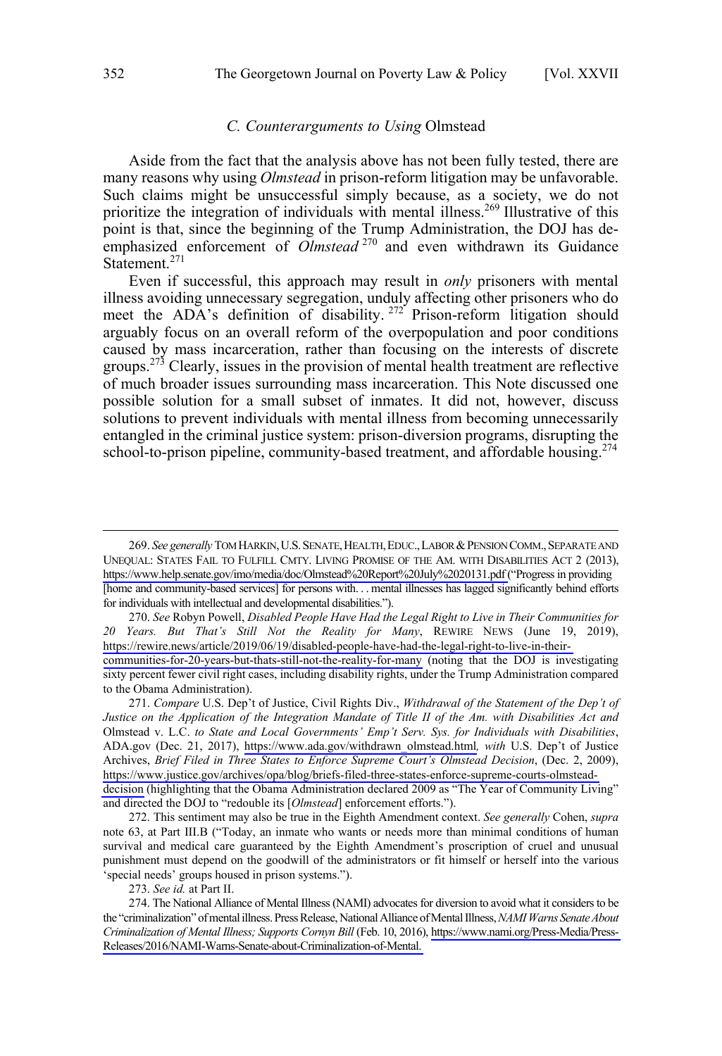### C. Counterarguments to Using *Olmstead*

Aside from the fact that the analysis above has not been fully tested, there are many reasons why using *Olmstead* in prison-reform litigation may be unfavorable. Such claims might be unsuccessful simply because, as a society, we do not prioritize the integration of individuals with mental illness.[269] Illustrative of this point is that, since the beginning of the Trump Administration, the DOJ has de-emphasized enforcement of *Olmstead*[270] and even withdrawn its Guidance Statement.[271]

Even if successful, this approach may result in *only* prisoners with mental illness avoiding unnecessary segregation, unduly affecting other prisoners who do meet the ADA's definition of disability.[272] Prison-reform litigation should arguably focus on an overall reform of the overpopulation and poor conditions caused by mass incarceration, rather than focusing on the interests of discrete groups.[273] Clearly, issues in the provision of mental health treatment are reflective of much broader issues surrounding mass incarceration. This Note discussed one possible solution for a small subset of inmates. It did not, however, discuss solutions to prevent individuals with mental illness from becoming unnecessarily entangled in the criminal justice system: prison-diversion programs, disrupting the school-to-prison pipeline, community-based treatment, and affordable housing.[274]

---

269. *See generally* TOM HARKIN, U.S. SENATE, HEALTH, EDUC., LABOR & PENSION COMM., SEPARATE AND UNEQUAL: STATES FAIL TO FULFILL CMTY. LIVING PROMISE OF THE AM. WITH DISABILITIES ACT 2 (2013), https://www.help.senate.gov/imo/media/doc/Olmstead%20Report%20July%2020131.pdf ("Progress in providing [home and community-based services] for persons with. . . mental illnesses has lagged significantly behind efforts for individuals with intellectual and developmental disabilities.").

270. *See* Robyn Powell, *Disabled People Have Had the Legal Right to Live in Their Communities for 20 Years. But That's Still Not the Reality for Many*, REWIRE NEWS (June 19, 2019), https://rewire.news/article/2019/06/19/disabled-people-have-had-the-legal-right-to-live-in-their-communities-for-20-years-but-thats-still-not-the-reality-for-many (noting that the DOJ is investigating sixty percent fewer civil right cases, including disability rights, under the Trump Administration compared to the Obama Administration).

271. *Compare* U.S. Dep't of Justice, Civil Rights Div., *Withdrawal of the Statement of the Dep't of Justice on the Application of the Integration Mandate of Title II of the Am. with Disabilities Act and* Olmstead v. L.C. *to State and Local Governments' Emp't Serv. Sys. for Individuals with Disabilities*, ADA.gov (Dec. 21, 2017), https://www.ada.gov/withdrawn_olmstead.html*, with* U.S. Dep't of Justice Archives, *Brief Filed in Three States to Enforce Supreme Court's Olmstead Decision*, (Dec. 2, 2009), https://www.justice.gov/archives/opa/blog/briefs-filed-three-states-enforce-supreme-courts-olmstead-decision (highlighting that the Obama Administration declared 2009 as "The Year of Community Living" and directed the DOJ to "redouble its [*Olmstead*] enforcement efforts.").

272. This sentiment may also be true in the Eighth Amendment context. *See generally* Cohen, *supra* note 63, at Part III.B ("Today, an inmate who wants or needs more than minimal conditions of human survival and medical care guaranteed by the Eighth Amendment's proscription of cruel and unusual punishment must depend on the goodwill of the administrators or fit himself or herself into the various 'special needs' groups housed in prison systems.").

273. *See id.* at Part II.

274. The National Alliance of Mental Illness (NAMI) advocates for diversion to avoid what it considers to be the "criminalization" of mental illness. Press Release, National Alliance of Mental Illness, *NAMI Warns Senate About Criminalization of Mental Illness; Supports Cornyn Bill* (Feb. 10, 2016), https://www.nami.org/Press-Media/Press-Releases/2016/NAMI-Warns-Senate-about-Criminalization-of-Mental.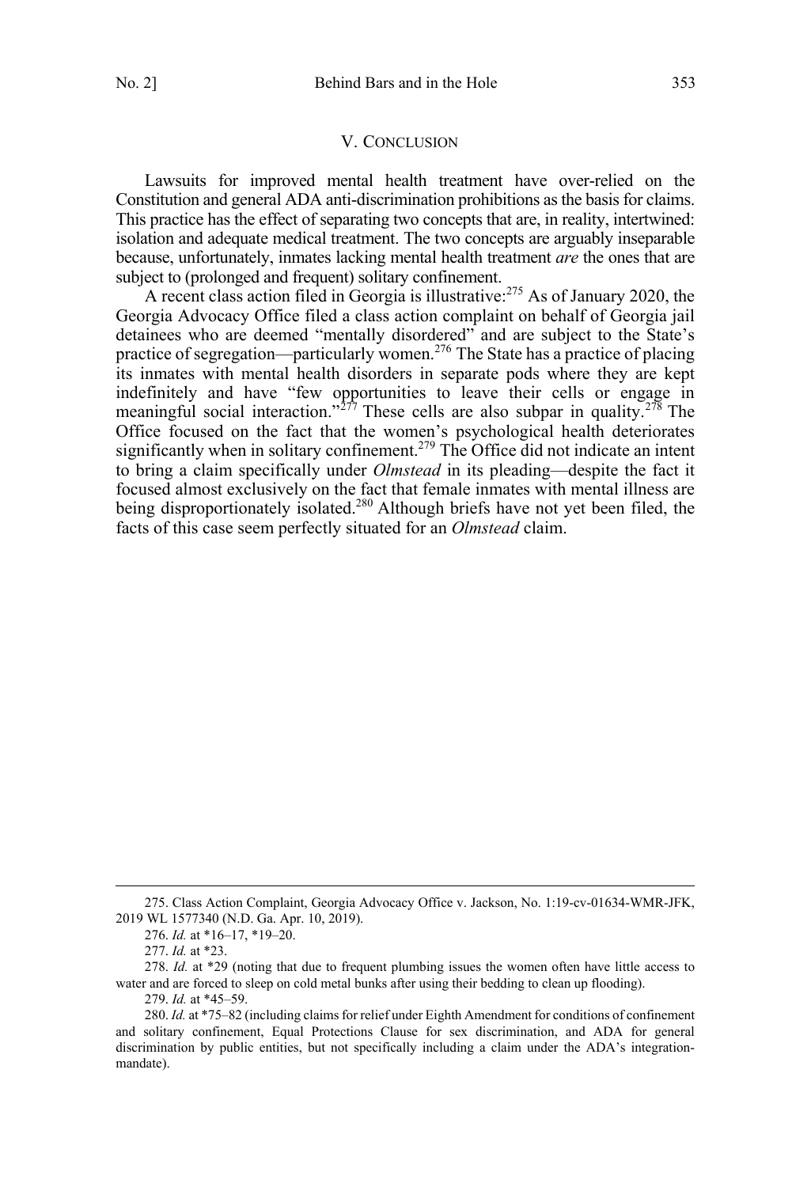## V. CONCLUSION

Lawsuits for improved mental health treatment have over-relied on the Constitution and general ADA anti-discrimination prohibitions as the basis for claims. This practice has the effect of separating two concepts that are, in reality, intertwined: isolation and adequate medical treatment. The two concepts are arguably inseparable because, unfortunately, inmates lacking mental health treatment *are* the ones that are subject to (prolonged and frequent) solitary confinement.

A recent class action filed in Georgia is illustrative:[275] As of January 2020, the Georgia Advocacy Office filed a class action complaint on behalf of Georgia jail detainees who are deemed "mentally disordered" and are subject to the State's practice of segregation—particularly women.[276] The State has a practice of placing its inmates with mental health disorders in separate pods where they are kept indefinitely and have "few opportunities to leave their cells or engage in meaningful social interaction."[277] These cells are also subpar in quality.[278] The Office focused on the fact that the women's psychological health deteriorates significantly when in solitary confinement.[279] The Office did not indicate an intent to bring a claim specifically under *Olmstead* in its pleading—despite the fact it focused almost exclusively on the fact that female inmates with mental illness are being disproportionately isolated.[280] Although briefs have not yet been filed, the facts of this case seem perfectly situated for an *Olmstead* claim.

---

275. Class Action Complaint, Georgia Advocacy Office v. Jackson, No. 1:19-cv-01634-WMR-JFK, 2019 WL 1577340 (N.D. Ga. Apr. 10, 2019).

276. *Id.* at *16–17, *19–20.

277. *Id.* at *23.

278. *Id.* at *29 (noting that due to frequent plumbing issues the women often have little access to water and are forced to sleep on cold metal bunks after using their bedding to clean up flooding).

279. *Id.* at *45–59.

280. *Id.* at *75–82 (including claims for relief under Eighth Amendment for conditions of confinement and solitary confinement, Equal Protections Clause for sex discrimination, and ADA for general discrimination by public entities, but not specifically including a claim under the ADA's integration-mandate).